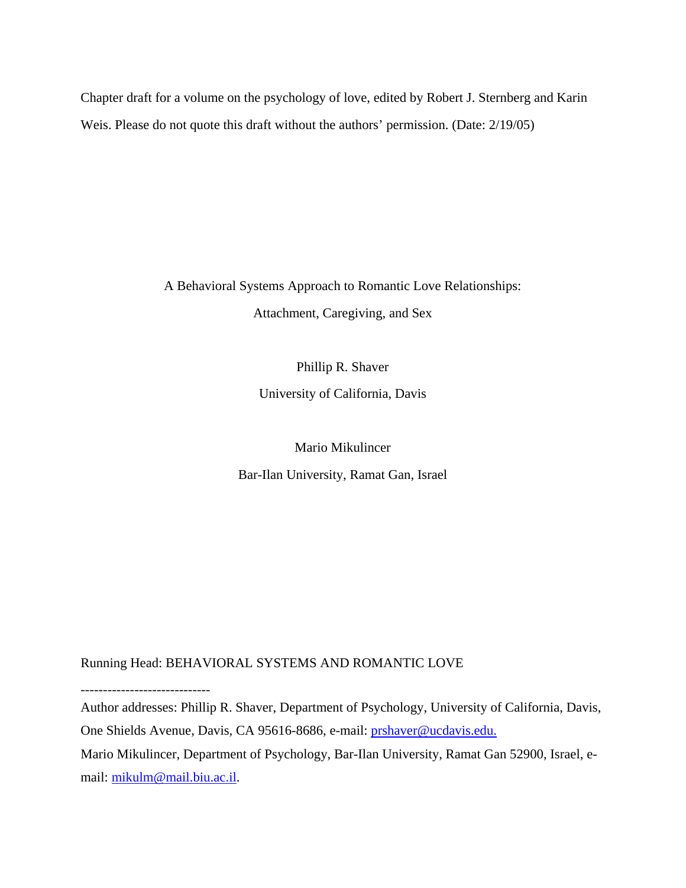Chapter draft for a volume on the psychology of love, edited by Robert J. Sternberg and Karin Weis. Please do not quote this draft without the authors' permission. (Date: 2/19/05)

# A Behavioral Systems Approach to Romantic Love Relationships: Attachment, Caregiving, and Sex

Phillip R. Shaver

University of California, Davis

Mario Mikulincer

Bar-Ilan University, Ramat Gan, Israel

Running Head: BEHAVIORAL SYSTEMS AND ROMANTIC LOVE

-----------------------------

Author addresses: Phillip R. Shaver, Department of Psychology, University of California, Davis, One Shields Avenue, Davis, CA 95616-8686, e-mail: prshaver@ucdavis.edu.

Mario Mikulincer, Department of Psychology, Bar-Ilan University, Ramat Gan 52900, Israel, e-mail: mikulm@mail.biu.ac.il.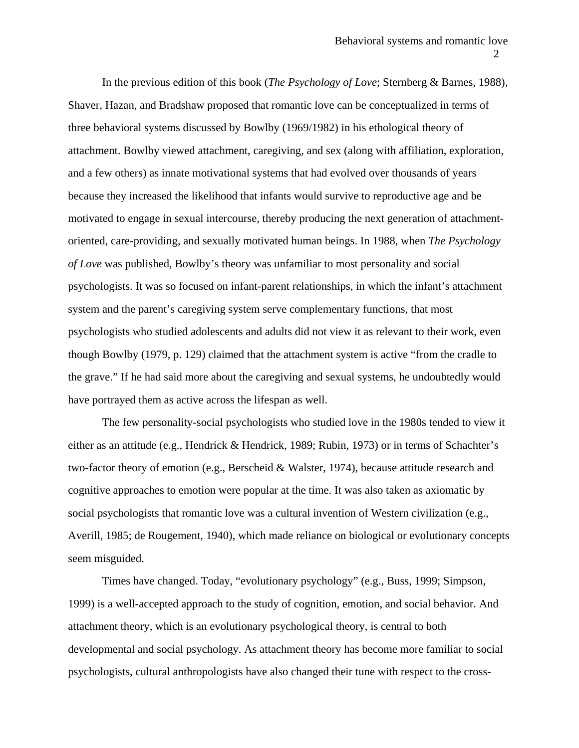In the previous edition of this book (*The Psychology of Love*; Sternberg & Barnes, 1988), Shaver, Hazan, and Bradshaw proposed that romantic love can be conceptualized in terms of three behavioral systems discussed by Bowlby (1969/1982) in his ethological theory of attachment. Bowlby viewed attachment, caregiving, and sex (along with affiliation, exploration, and a few others) as innate motivational systems that had evolved over thousands of years because they increased the likelihood that infants would survive to reproductive age and be motivated to engage in sexual intercourse, thereby producing the next generation of attachment-oriented, care-providing, and sexually motivated human beings. In 1988, when *The Psychology of Love* was published, Bowlby's theory was unfamiliar to most personality and social psychologists. It was so focused on infant-parent relationships, in which the infant's attachment system and the parent's caregiving system serve complementary functions, that most psychologists who studied adolescents and adults did not view it as relevant to their work, even though Bowlby (1979, p. 129) claimed that the attachment system is active "from the cradle to the grave." If he had said more about the caregiving and sexual systems, he undoubtedly would have portrayed them as active across the lifespan as well.

The few personality-social psychologists who studied love in the 1980s tended to view it either as an attitude (e.g., Hendrick & Hendrick, 1989; Rubin, 1973) or in terms of Schachter's two-factor theory of emotion (e.g., Berscheid & Walster, 1974), because attitude research and cognitive approaches to emotion were popular at the time. It was also taken as axiomatic by social psychologists that romantic love was a cultural invention of Western civilization (e.g., Averill, 1985; de Rougement, 1940), which made reliance on biological or evolutionary concepts seem misguided.

Times have changed. Today, "evolutionary psychology" (e.g., Buss, 1999; Simpson, 1999) is a well-accepted approach to the study of cognition, emotion, and social behavior. And attachment theory, which is an evolutionary psychological theory, is central to both developmental and social psychology. As attachment theory has become more familiar to social psychologists, cultural anthropologists have also changed their tune with respect to the cross-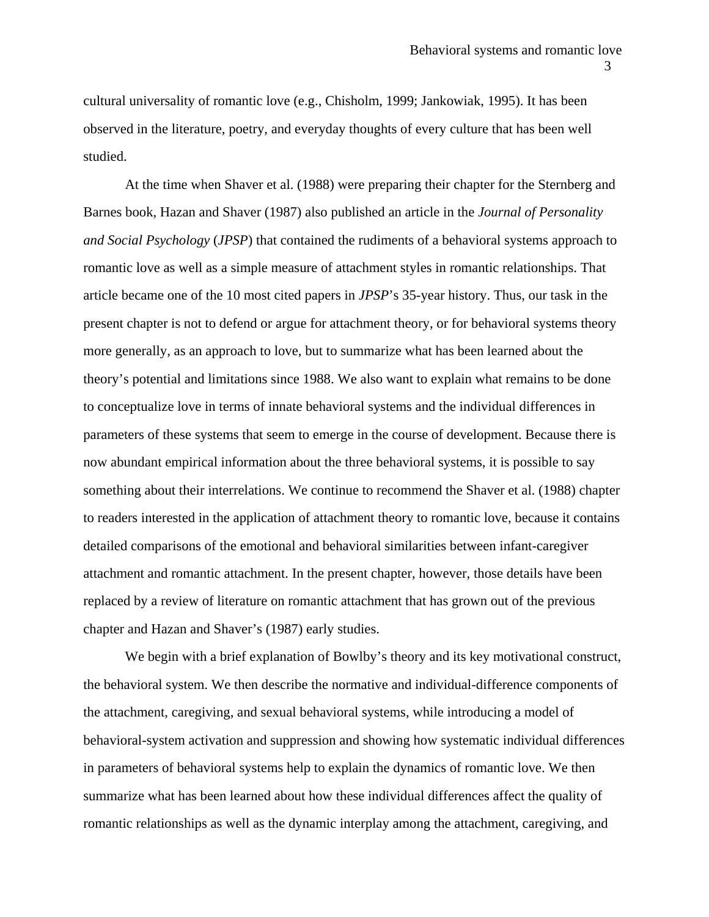cultural universality of romantic love (e.g., Chisholm, 1999; Jankowiak, 1995). It has been observed in the literature, poetry, and everyday thoughts of every culture that has been well studied.

At the time when Shaver et al. (1988) were preparing their chapter for the Sternberg and Barnes book, Hazan and Shaver (1987) also published an article in the *Journal of Personality and Social Psychology* (*JPSP*) that contained the rudiments of a behavioral systems approach to romantic love as well as a simple measure of attachment styles in romantic relationships. That article became one of the 10 most cited papers in *JPSP*'s 35-year history. Thus, our task in the present chapter is not to defend or argue for attachment theory, or for behavioral systems theory more generally, as an approach to love, but to summarize what has been learned about the theory's potential and limitations since 1988. We also want to explain what remains to be done to conceptualize love in terms of innate behavioral systems and the individual differences in parameters of these systems that seem to emerge in the course of development. Because there is now abundant empirical information about the three behavioral systems, it is possible to say something about their interrelations. We continue to recommend the Shaver et al. (1988) chapter to readers interested in the application of attachment theory to romantic love, because it contains detailed comparisons of the emotional and behavioral similarities between infant-caregiver attachment and romantic attachment. In the present chapter, however, those details have been replaced by a review of literature on romantic attachment that has grown out of the previous chapter and Hazan and Shaver's (1987) early studies.

We begin with a brief explanation of Bowlby's theory and its key motivational construct, the behavioral system. We then describe the normative and individual-difference components of the attachment, caregiving, and sexual behavioral systems, while introducing a model of behavioral-system activation and suppression and showing how systematic individual differences in parameters of behavioral systems help to explain the dynamics of romantic love. We then summarize what has been learned about how these individual differences affect the quality of romantic relationships as well as the dynamic interplay among the attachment, caregiving, and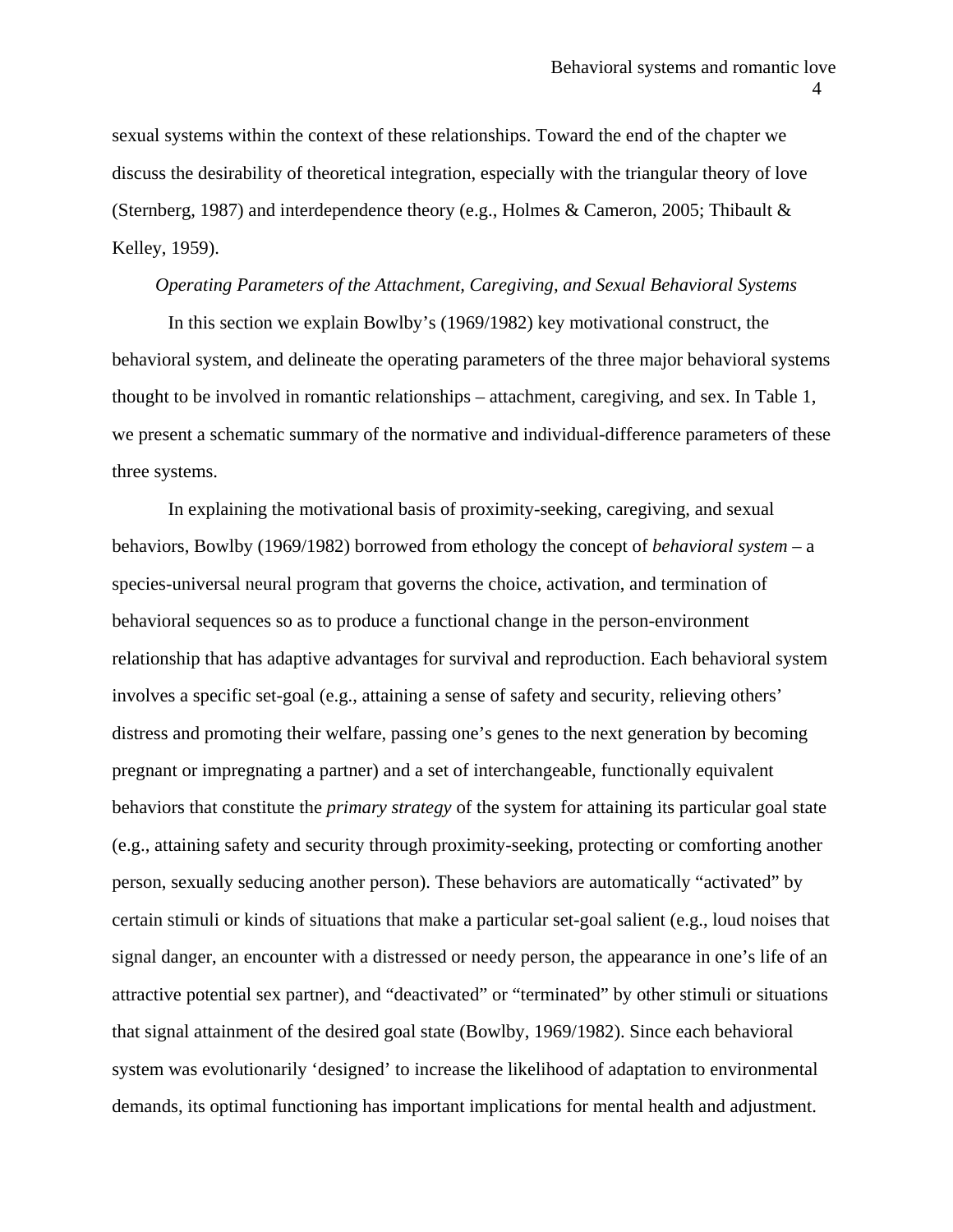sexual systems within the context of these relationships. Toward the end of the chapter we discuss the desirability of theoretical integration, especially with the triangular theory of love (Sternberg, 1987) and interdependence theory (e.g., Holmes & Cameron, 2005; Thibault & Kelley, 1959).

### *Operating Parameters of the Attachment, Caregiving, and Sexual Behavioral Systems*

In this section we explain Bowlby's (1969/1982) key motivational construct, the behavioral system, and delineate the operating parameters of the three major behavioral systems thought to be involved in romantic relationships – attachment, caregiving, and sex. In Table 1, we present a schematic summary of the normative and individual-difference parameters of these three systems.

In explaining the motivational basis of proximity-seeking, caregiving, and sexual behaviors, Bowlby (1969/1982) borrowed from ethology the concept of *behavioral system* – a species-universal neural program that governs the choice, activation, and termination of behavioral sequences so as to produce a functional change in the person-environment relationship that has adaptive advantages for survival and reproduction. Each behavioral system involves a specific set-goal (e.g., attaining a sense of safety and security, relieving others' distress and promoting their welfare, passing one's genes to the next generation by becoming pregnant or impregnating a partner) and a set of interchangeable, functionally equivalent behaviors that constitute the *primary strategy* of the system for attaining its particular goal state (e.g., attaining safety and security through proximity-seeking, protecting or comforting another person, sexually seducing another person). These behaviors are automatically "activated" by certain stimuli or kinds of situations that make a particular set-goal salient (e.g., loud noises that signal danger, an encounter with a distressed or needy person, the appearance in one's life of an attractive potential sex partner), and "deactivated" or "terminated" by other stimuli or situations that signal attainment of the desired goal state (Bowlby, 1969/1982). Since each behavioral system was evolutionarily 'designed' to increase the likelihood of adaptation to environmental demands, its optimal functioning has important implications for mental health and adjustment.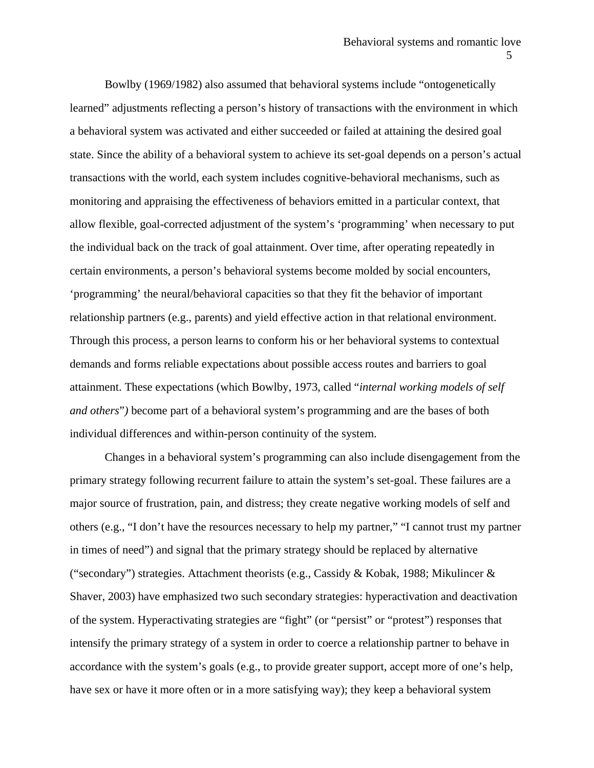Bowlby (1969/1982) also assumed that behavioral systems include "ontogenetically learned" adjustments reflecting a person's history of transactions with the environment in which a behavioral system was activated and either succeeded or failed at attaining the desired goal state. Since the ability of a behavioral system to achieve its set-goal depends on a person's actual transactions with the world, each system includes cognitive-behavioral mechanisms, such as monitoring and appraising the effectiveness of behaviors emitted in a particular context, that allow flexible, goal-corrected adjustment of the system's 'programming' when necessary to put the individual back on the track of goal attainment. Over time, after operating repeatedly in certain environments, a person's behavioral systems become molded by social encounters, 'programming' the neural/behavioral capacities so that they fit the behavior of important relationship partners (e.g., parents) and yield effective action in that relational environment. Through this process, a person learns to conform his or her behavioral systems to contextual demands and forms reliable expectations about possible access routes and barriers to goal attainment. These expectations (which Bowlby, 1973, called "*internal working models of self and others*"*)* become part of a behavioral system's programming and are the bases of both individual differences and within-person continuity of the system.

Changes in a behavioral system's programming can also include disengagement from the primary strategy following recurrent failure to attain the system's set-goal. These failures are a major source of frustration, pain, and distress; they create negative working models of self and others (e.g., "I don't have the resources necessary to help my partner," "I cannot trust my partner in times of need") and signal that the primary strategy should be replaced by alternative ("secondary") strategies. Attachment theorists (e.g., Cassidy & Kobak, 1988; Mikulincer & Shaver, 2003) have emphasized two such secondary strategies: hyperactivation and deactivation of the system. Hyperactivating strategies are "fight" (or "persist" or "protest") responses that intensify the primary strategy of a system in order to coerce a relationship partner to behave in accordance with the system's goals (e.g., to provide greater support, accept more of one's help, have sex or have it more often or in a more satisfying way); they keep a behavioral system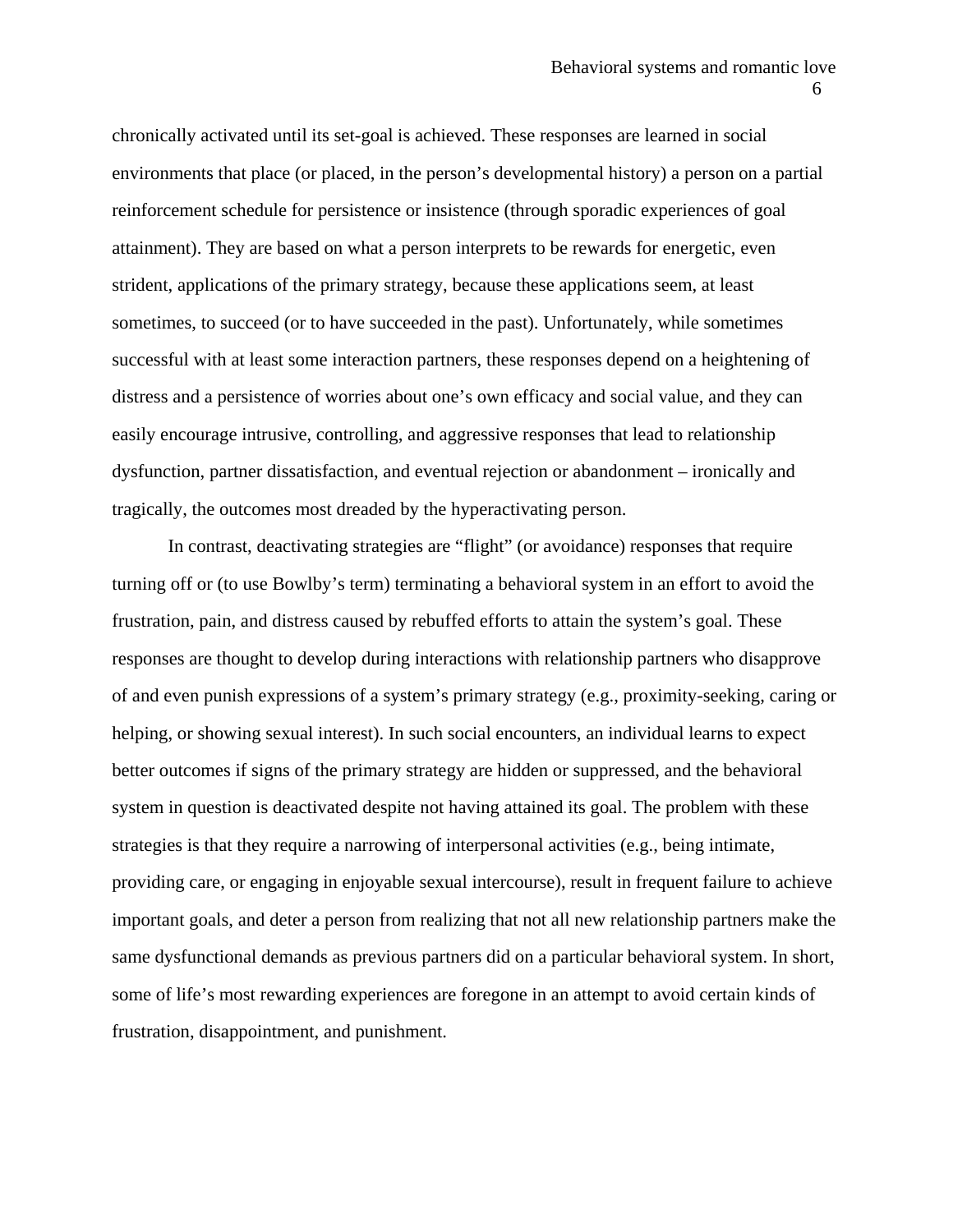chronically activated until its set-goal is achieved. These responses are learned in social environments that place (or placed, in the person's developmental history) a person on a partial reinforcement schedule for persistence or insistence (through sporadic experiences of goal attainment). They are based on what a person interprets to be rewards for energetic, even strident, applications of the primary strategy, because these applications seem, at least sometimes, to succeed (or to have succeeded in the past). Unfortunately, while sometimes successful with at least some interaction partners, these responses depend on a heightening of distress and a persistence of worries about one's own efficacy and social value, and they can easily encourage intrusive, controlling, and aggressive responses that lead to relationship dysfunction, partner dissatisfaction, and eventual rejection or abandonment – ironically and tragically, the outcomes most dreaded by the hyperactivating person.

In contrast, deactivating strategies are "flight" (or avoidance) responses that require turning off or (to use Bowlby's term) terminating a behavioral system in an effort to avoid the frustration, pain, and distress caused by rebuffed efforts to attain the system's goal. These responses are thought to develop during interactions with relationship partners who disapprove of and even punish expressions of a system's primary strategy (e.g., proximity-seeking, caring or helping, or showing sexual interest). In such social encounters, an individual learns to expect better outcomes if signs of the primary strategy are hidden or suppressed, and the behavioral system in question is deactivated despite not having attained its goal. The problem with these strategies is that they require a narrowing of interpersonal activities (e.g., being intimate, providing care, or engaging in enjoyable sexual intercourse), result in frequent failure to achieve important goals, and deter a person from realizing that not all new relationship partners make the same dysfunctional demands as previous partners did on a particular behavioral system. In short, some of life's most rewarding experiences are foregone in an attempt to avoid certain kinds of frustration, disappointment, and punishment.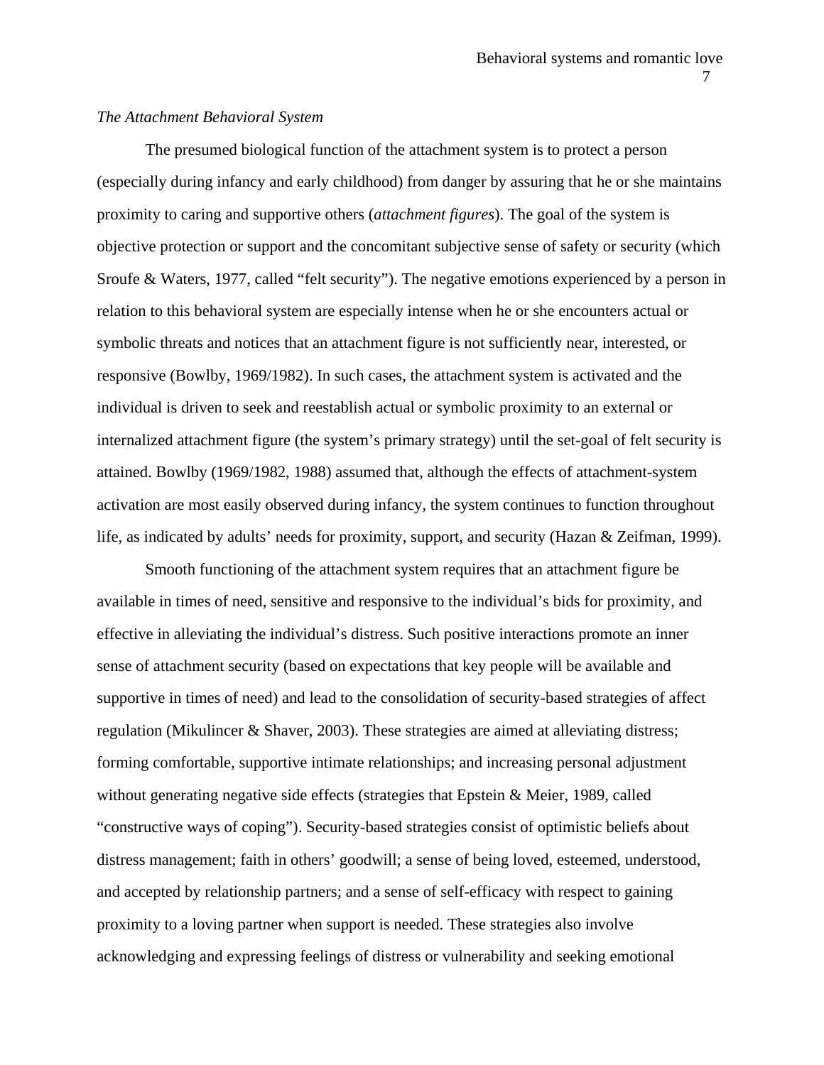*The Attachment Behavioral System*

The presumed biological function of the attachment system is to protect a person (especially during infancy and early childhood) from danger by assuring that he or she maintains proximity to caring and supportive others (*attachment figures*). The goal of the system is objective protection or support and the concomitant subjective sense of safety or security (which Sroufe & Waters, 1977, called “felt security”). The negative emotions experienced by a person in relation to this behavioral system are especially intense when he or she encounters actual or symbolic threats and notices that an attachment figure is not sufficiently near, interested, or responsive (Bowlby, 1969/1982). In such cases, the attachment system is activated and the individual is driven to seek and reestablish actual or symbolic proximity to an external or internalized attachment figure (the system’s primary strategy) until the set-goal of felt security is attained. Bowlby (1969/1982, 1988) assumed that, although the effects of attachment-system activation are most easily observed during infancy, the system continues to function throughout life, as indicated by adults’ needs for proximity, support, and security (Hazan & Zeifman, 1999).

Smooth functioning of the attachment system requires that an attachment figure be available in times of need, sensitive and responsive to the individual’s bids for proximity, and effective in alleviating the individual’s distress. Such positive interactions promote an inner sense of attachment security (based on expectations that key people will be available and supportive in times of need) and lead to the consolidation of security-based strategies of affect regulation (Mikulincer & Shaver, 2003). These strategies are aimed at alleviating distress; forming comfortable, supportive intimate relationships; and increasing personal adjustment without generating negative side effects (strategies that Epstein & Meier, 1989, called “constructive ways of coping”). Security-based strategies consist of optimistic beliefs about distress management; faith in others’ goodwill; a sense of being loved, esteemed, understood, and accepted by relationship partners; and a sense of self-efficacy with respect to gaining proximity to a loving partner when support is needed. These strategies also involve acknowledging and expressing feelings of distress or vulnerability and seeking emotional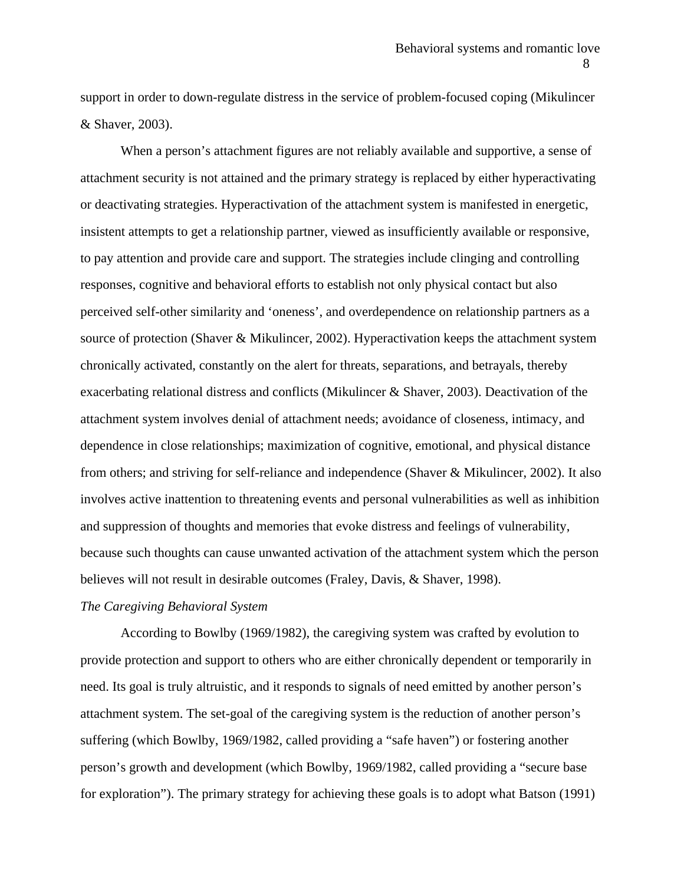support in order to down-regulate distress in the service of problem-focused coping (Mikulincer & Shaver, 2003).

When a person's attachment figures are not reliably available and supportive, a sense of attachment security is not attained and the primary strategy is replaced by either hyperactivating or deactivating strategies. Hyperactivation of the attachment system is manifested in energetic, insistent attempts to get a relationship partner, viewed as insufficiently available or responsive, to pay attention and provide care and support. The strategies include clinging and controlling responses, cognitive and behavioral efforts to establish not only physical contact but also perceived self-other similarity and 'oneness', and overdependence on relationship partners as a source of protection (Shaver & Mikulincer, 2002). Hyperactivation keeps the attachment system chronically activated, constantly on the alert for threats, separations, and betrayals, thereby exacerbating relational distress and conflicts (Mikulincer & Shaver, 2003). Deactivation of the attachment system involves denial of attachment needs; avoidance of closeness, intimacy, and dependence in close relationships; maximization of cognitive, emotional, and physical distance from others; and striving for self-reliance and independence (Shaver & Mikulincer, 2002). It also involves active inattention to threatening events and personal vulnerabilities as well as inhibition and suppression of thoughts and memories that evoke distress and feelings of vulnerability, because such thoughts can cause unwanted activation of the attachment system which the person believes will not result in desirable outcomes (Fraley, Davis, & Shaver, 1998).

*The Caregiving Behavioral System*

According to Bowlby (1969/1982), the caregiving system was crafted by evolution to provide protection and support to others who are either chronically dependent or temporarily in need. Its goal is truly altruistic, and it responds to signals of need emitted by another person's attachment system. The set-goal of the caregiving system is the reduction of another person's suffering (which Bowlby, 1969/1982, called providing a "safe haven") or fostering another person's growth and development (which Bowlby, 1969/1982, called providing a "secure base for exploration"). The primary strategy for achieving these goals is to adopt what Batson (1991)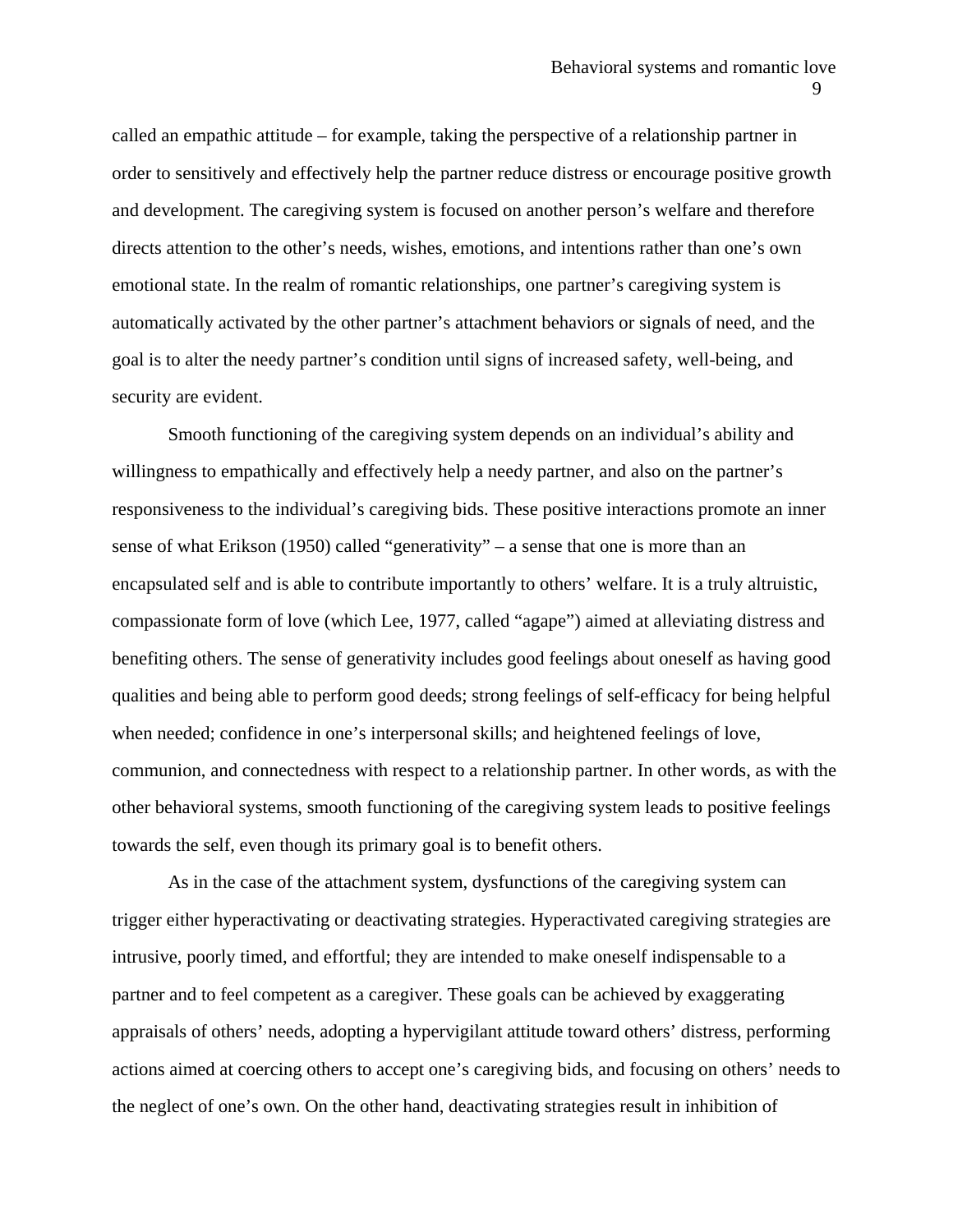called an empathic attitude – for example, taking the perspective of a relationship partner in order to sensitively and effectively help the partner reduce distress or encourage positive growth and development. The caregiving system is focused on another person's welfare and therefore directs attention to the other's needs, wishes, emotions, and intentions rather than one's own emotional state. In the realm of romantic relationships, one partner's caregiving system is automatically activated by the other partner's attachment behaviors or signals of need, and the goal is to alter the needy partner's condition until signs of increased safety, well-being, and security are evident.

Smooth functioning of the caregiving system depends on an individual's ability and willingness to empathically and effectively help a needy partner, and also on the partner's responsiveness to the individual's caregiving bids. These positive interactions promote an inner sense of what Erikson (1950) called "generativity" – a sense that one is more than an encapsulated self and is able to contribute importantly to others' welfare. It is a truly altruistic, compassionate form of love (which Lee, 1977, called "agape") aimed at alleviating distress and benefiting others. The sense of generativity includes good feelings about oneself as having good qualities and being able to perform good deeds; strong feelings of self-efficacy for being helpful when needed; confidence in one's interpersonal skills; and heightened feelings of love, communion, and connectedness with respect to a relationship partner. In other words, as with the other behavioral systems, smooth functioning of the caregiving system leads to positive feelings towards the self, even though its primary goal is to benefit others.

As in the case of the attachment system, dysfunctions of the caregiving system can trigger either hyperactivating or deactivating strategies. Hyperactivated caregiving strategies are intrusive, poorly timed, and effortful; they are intended to make oneself indispensable to a partner and to feel competent as a caregiver. These goals can be achieved by exaggerating appraisals of others' needs, adopting a hypervigilant attitude toward others' distress, performing actions aimed at coercing others to accept one's caregiving bids, and focusing on others' needs to the neglect of one's own. On the other hand, deactivating strategies result in inhibition of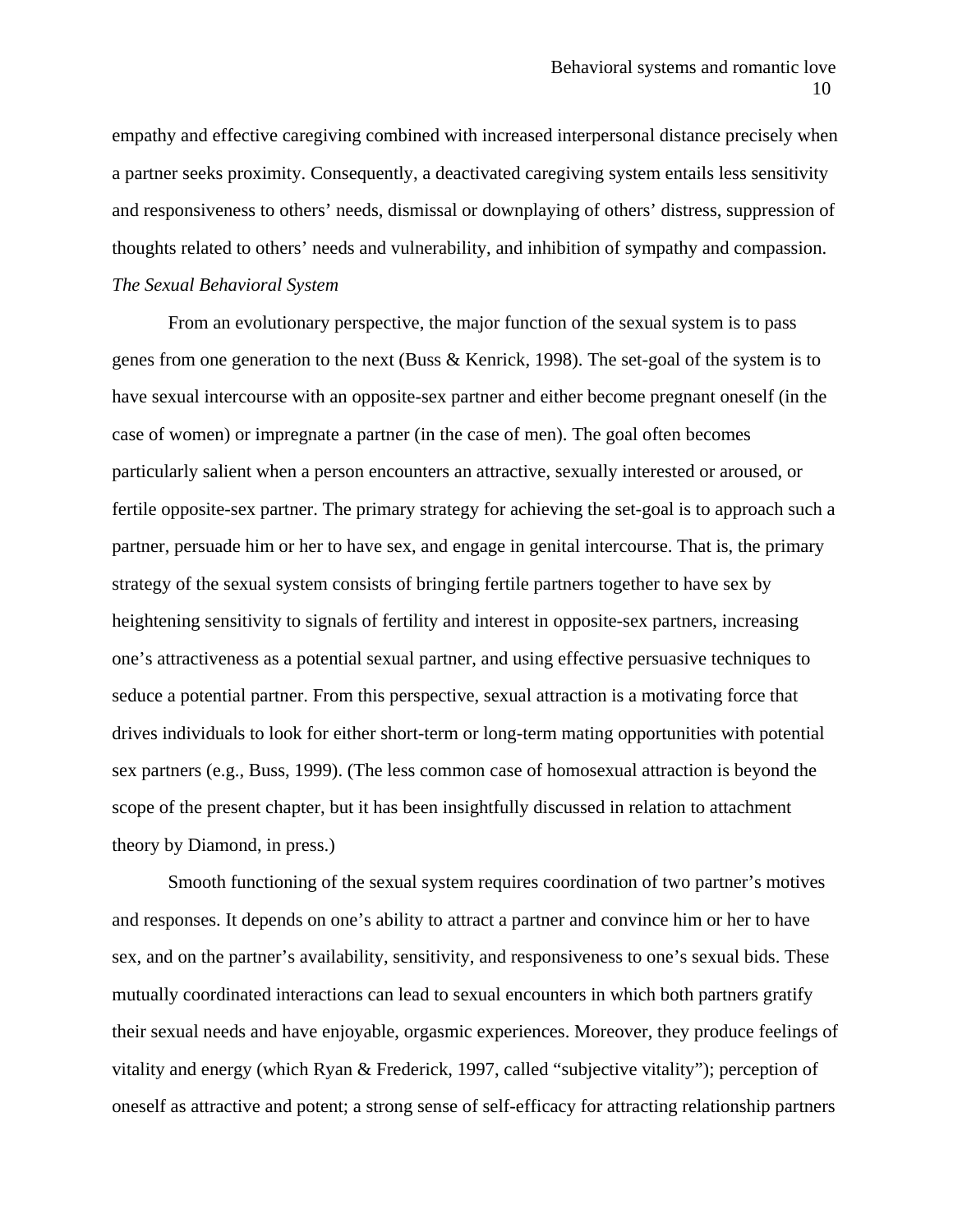empathy and effective caregiving combined with increased interpersonal distance precisely when a partner seeks proximity. Consequently, a deactivated caregiving system entails less sensitivity and responsiveness to others' needs, dismissal or downplaying of others' distress, suppression of thoughts related to others' needs and vulnerability, and inhibition of sympathy and compassion.

*The Sexual Behavioral System*

From an evolutionary perspective, the major function of the sexual system is to pass genes from one generation to the next (Buss & Kenrick, 1998). The set-goal of the system is to have sexual intercourse with an opposite-sex partner and either become pregnant oneself (in the case of women) or impregnate a partner (in the case of men). The goal often becomes particularly salient when a person encounters an attractive, sexually interested or aroused, or fertile opposite-sex partner. The primary strategy for achieving the set-goal is to approach such a partner, persuade him or her to have sex, and engage in genital intercourse. That is, the primary strategy of the sexual system consists of bringing fertile partners together to have sex by heightening sensitivity to signals of fertility and interest in opposite-sex partners, increasing one's attractiveness as a potential sexual partner, and using effective persuasive techniques to seduce a potential partner. From this perspective, sexual attraction is a motivating force that drives individuals to look for either short-term or long-term mating opportunities with potential sex partners (e.g., Buss, 1999). (The less common case of homosexual attraction is beyond the scope of the present chapter, but it has been insightfully discussed in relation to attachment theory by Diamond, in press.)

Smooth functioning of the sexual system requires coordination of two partner's motives and responses. It depends on one's ability to attract a partner and convince him or her to have sex, and on the partner's availability, sensitivity, and responsiveness to one's sexual bids. These mutually coordinated interactions can lead to sexual encounters in which both partners gratify their sexual needs and have enjoyable, orgasmic experiences. Moreover, they produce feelings of vitality and energy (which Ryan & Frederick, 1997, called "subjective vitality"); perception of oneself as attractive and potent; a strong sense of self-efficacy for attracting relationship partners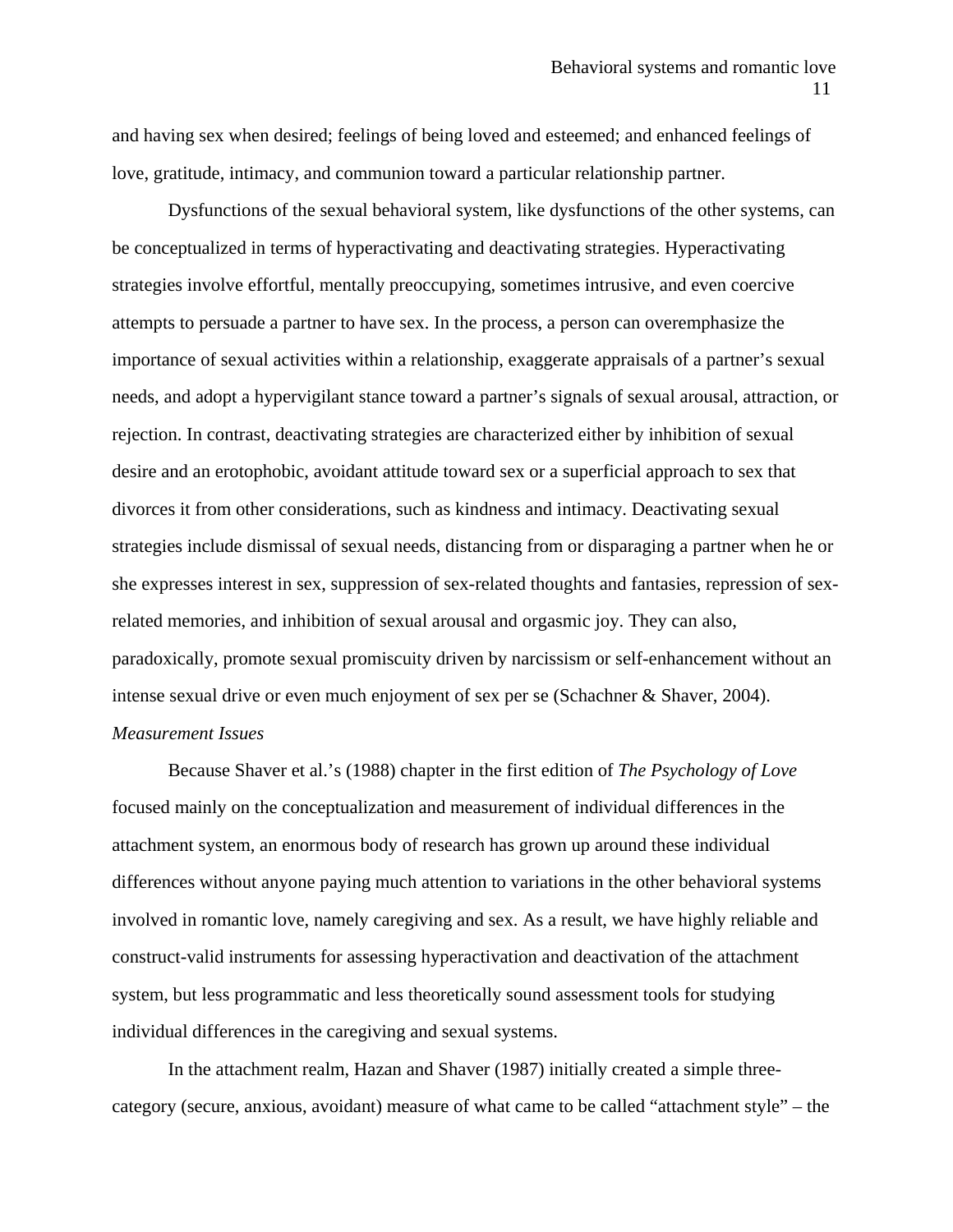and having sex when desired; feelings of being loved and esteemed; and enhanced feelings of love, gratitude, intimacy, and communion toward a particular relationship partner.

Dysfunctions of the sexual behavioral system, like dysfunctions of the other systems, can be conceptualized in terms of hyperactivating and deactivating strategies. Hyperactivating strategies involve effortful, mentally preoccupying, sometimes intrusive, and even coercive attempts to persuade a partner to have sex. In the process, a person can overemphasize the importance of sexual activities within a relationship, exaggerate appraisals of a partner's sexual needs, and adopt a hypervigilant stance toward a partner's signals of sexual arousal, attraction, or rejection. In contrast, deactivating strategies are characterized either by inhibition of sexual desire and an erotophobic, avoidant attitude toward sex or a superficial approach to sex that divorces it from other considerations, such as kindness and intimacy. Deactivating sexual strategies include dismissal of sexual needs, distancing from or disparaging a partner when he or she expresses interest in sex, suppression of sex-related thoughts and fantasies, repression of sex-related memories, and inhibition of sexual arousal and orgasmic joy. They can also, paradoxically, promote sexual promiscuity driven by narcissism or self-enhancement without an intense sexual drive or even much enjoyment of sex per se (Schachner & Shaver, 2004).

### *Measurement Issues*

Because Shaver et al.'s (1988) chapter in the first edition of *The Psychology of Love* focused mainly on the conceptualization and measurement of individual differences in the attachment system, an enormous body of research has grown up around these individual differences without anyone paying much attention to variations in the other behavioral systems involved in romantic love, namely caregiving and sex. As a result, we have highly reliable and construct-valid instruments for assessing hyperactivation and deactivation of the attachment system, but less programmatic and less theoretically sound assessment tools for studying individual differences in the caregiving and sexual systems.

In the attachment realm, Hazan and Shaver (1987) initially created a simple three-category (secure, anxious, avoidant) measure of what came to be called "attachment style" – the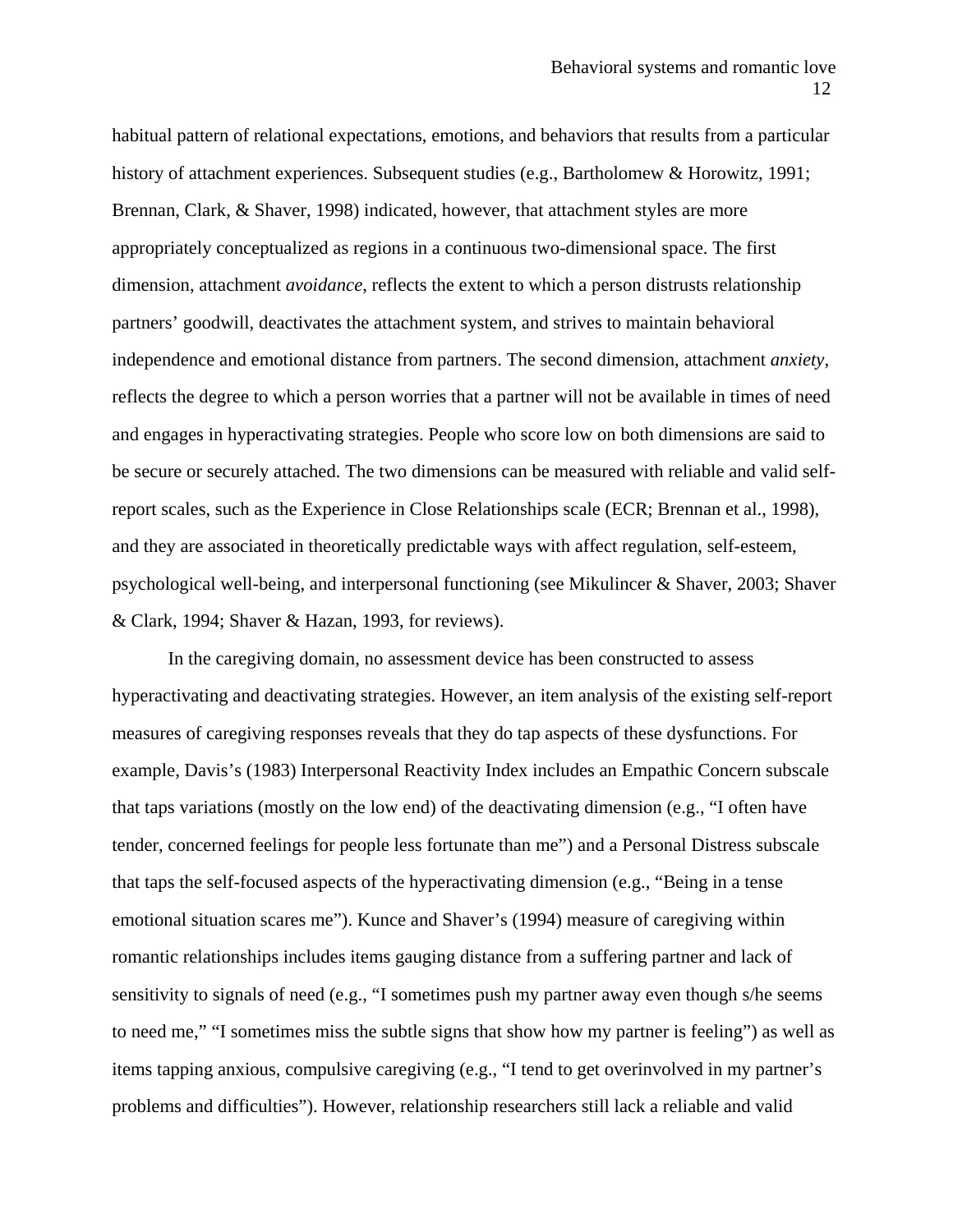habitual pattern of relational expectations, emotions, and behaviors that results from a particular history of attachment experiences. Subsequent studies (e.g., Bartholomew & Horowitz, 1991; Brennan, Clark, & Shaver, 1998) indicated, however, that attachment styles are more appropriately conceptualized as regions in a continuous two-dimensional space. The first dimension, attachment *avoidance*, reflects the extent to which a person distrusts relationship partners' goodwill, deactivates the attachment system, and strives to maintain behavioral independence and emotional distance from partners. The second dimension, attachment *anxiety*, reflects the degree to which a person worries that a partner will not be available in times of need and engages in hyperactivating strategies. People who score low on both dimensions are said to be secure or securely attached. The two dimensions can be measured with reliable and valid self-report scales, such as the Experience in Close Relationships scale (ECR; Brennan et al., 1998), and they are associated in theoretically predictable ways with affect regulation, self-esteem, psychological well-being, and interpersonal functioning (see Mikulincer & Shaver, 2003; Shaver & Clark, 1994; Shaver & Hazan, 1993, for reviews).

In the caregiving domain, no assessment device has been constructed to assess hyperactivating and deactivating strategies. However, an item analysis of the existing self-report measures of caregiving responses reveals that they do tap aspects of these dysfunctions. For example, Davis's (1983) Interpersonal Reactivity Index includes an Empathic Concern subscale that taps variations (mostly on the low end) of the deactivating dimension (e.g., "I often have tender, concerned feelings for people less fortunate than me") and a Personal Distress subscale that taps the self-focused aspects of the hyperactivating dimension (e.g., "Being in a tense emotional situation scares me"). Kunce and Shaver's (1994) measure of caregiving within romantic relationships includes items gauging distance from a suffering partner and lack of sensitivity to signals of need (e.g., "I sometimes push my partner away even though s/he seems to need me," "I sometimes miss the subtle signs that show how my partner is feeling") as well as items tapping anxious, compulsive caregiving (e.g., "I tend to get overinvolved in my partner's problems and difficulties"). However, relationship researchers still lack a reliable and valid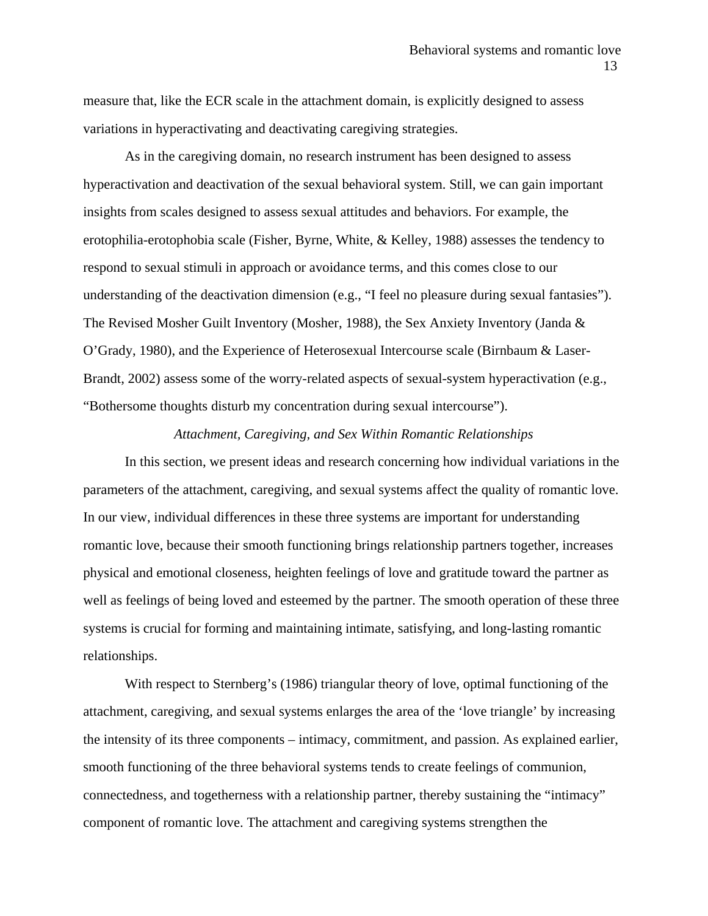measure that, like the ECR scale in the attachment domain, is explicitly designed to assess variations in hyperactivating and deactivating caregiving strategies.

As in the caregiving domain, no research instrument has been designed to assess hyperactivation and deactivation of the sexual behavioral system. Still, we can gain important insights from scales designed to assess sexual attitudes and behaviors. For example, the erotophilia-erotophobia scale (Fisher, Byrne, White, & Kelley, 1988) assesses the tendency to respond to sexual stimuli in approach or avoidance terms, and this comes close to our understanding of the deactivation dimension (e.g., "I feel no pleasure during sexual fantasies"). The Revised Mosher Guilt Inventory (Mosher, 1988), the Sex Anxiety Inventory (Janda & O'Grady, 1980), and the Experience of Heterosexual Intercourse scale (Birnbaum & Laser-Brandt, 2002) assess some of the worry-related aspects of sexual-system hyperactivation (e.g., "Bothersome thoughts disturb my concentration during sexual intercourse").

### *Attachment, Caregiving, and Sex Within Romantic Relationships*

In this section, we present ideas and research concerning how individual variations in the parameters of the attachment, caregiving, and sexual systems affect the quality of romantic love. In our view, individual differences in these three systems are important for understanding romantic love, because their smooth functioning brings relationship partners together, increases physical and emotional closeness, heighten feelings of love and gratitude toward the partner as well as feelings of being loved and esteemed by the partner. The smooth operation of these three systems is crucial for forming and maintaining intimate, satisfying, and long-lasting romantic relationships.

With respect to Sternberg's (1986) triangular theory of love, optimal functioning of the attachment, caregiving, and sexual systems enlarges the area of the 'love triangle' by increasing the intensity of its three components – intimacy, commitment, and passion. As explained earlier, smooth functioning of the three behavioral systems tends to create feelings of communion, connectedness, and togetherness with a relationship partner, thereby sustaining the "intimacy" component of romantic love. The attachment and caregiving systems strengthen the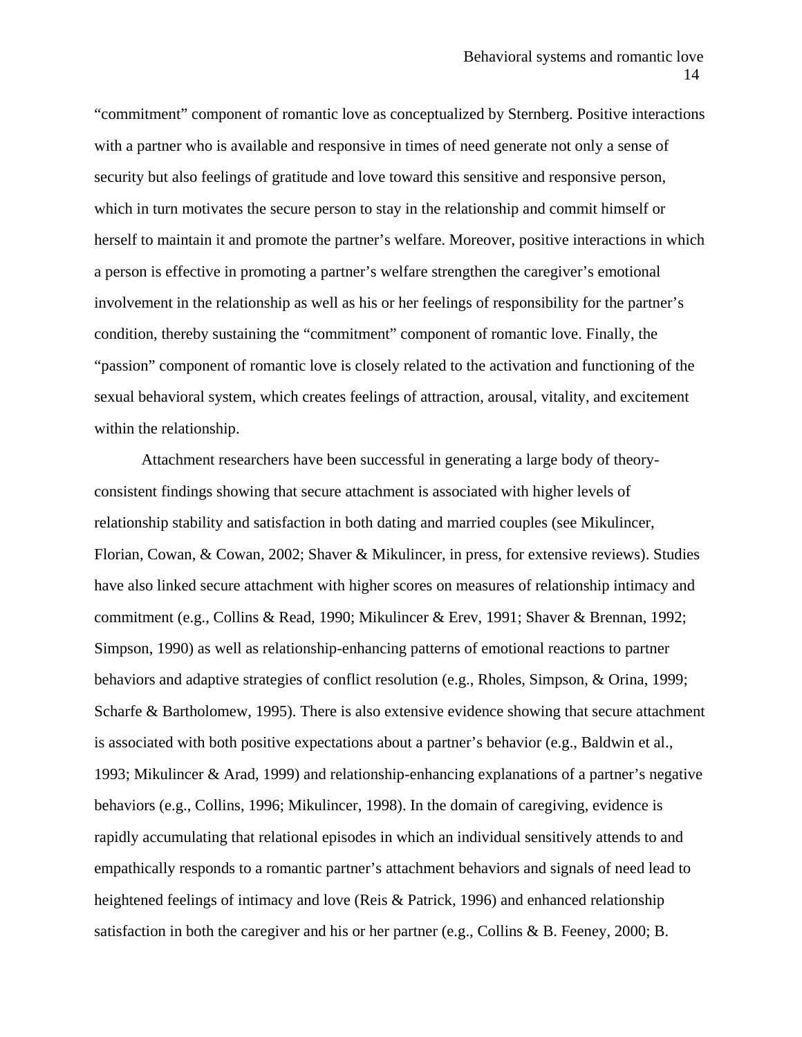"commitment" component of romantic love as conceptualized by Sternberg. Positive interactions with a partner who is available and responsive in times of need generate not only a sense of security but also feelings of gratitude and love toward this sensitive and responsive person, which in turn motivates the secure person to stay in the relationship and commit himself or herself to maintain it and promote the partner's welfare. Moreover, positive interactions in which a person is effective in promoting a partner's welfare strengthen the caregiver's emotional involvement in the relationship as well as his or her feelings of responsibility for the partner's condition, thereby sustaining the "commitment" component of romantic love. Finally, the "passion" component of romantic love is closely related to the activation and functioning of the sexual behavioral system, which creates feelings of attraction, arousal, vitality, and excitement within the relationship.

Attachment researchers have been successful in generating a large body of theory-consistent findings showing that secure attachment is associated with higher levels of relationship stability and satisfaction in both dating and married couples (see Mikulincer, Florian, Cowan, & Cowan, 2002; Shaver & Mikulincer, in press, for extensive reviews). Studies have also linked secure attachment with higher scores on measures of relationship intimacy and commitment (e.g., Collins & Read, 1990; Mikulincer & Erev, 1991; Shaver & Brennan, 1992; Simpson, 1990) as well as relationship-enhancing patterns of emotional reactions to partner behaviors and adaptive strategies of conflict resolution (e.g., Rholes, Simpson, & Orina, 1999; Scharfe & Bartholomew, 1995). There is also extensive evidence showing that secure attachment is associated with both positive expectations about a partner's behavior (e.g., Baldwin et al., 1993; Mikulincer & Arad, 1999) and relationship-enhancing explanations of a partner's negative behaviors (e.g., Collins, 1996; Mikulincer, 1998). In the domain of caregiving, evidence is rapidly accumulating that relational episodes in which an individual sensitively attends to and empathically responds to a romantic partner's attachment behaviors and signals of need lead to heightened feelings of intimacy and love (Reis & Patrick, 1996) and enhanced relationship satisfaction in both the caregiver and his or her partner (e.g., Collins & B. Feeney, 2000; B.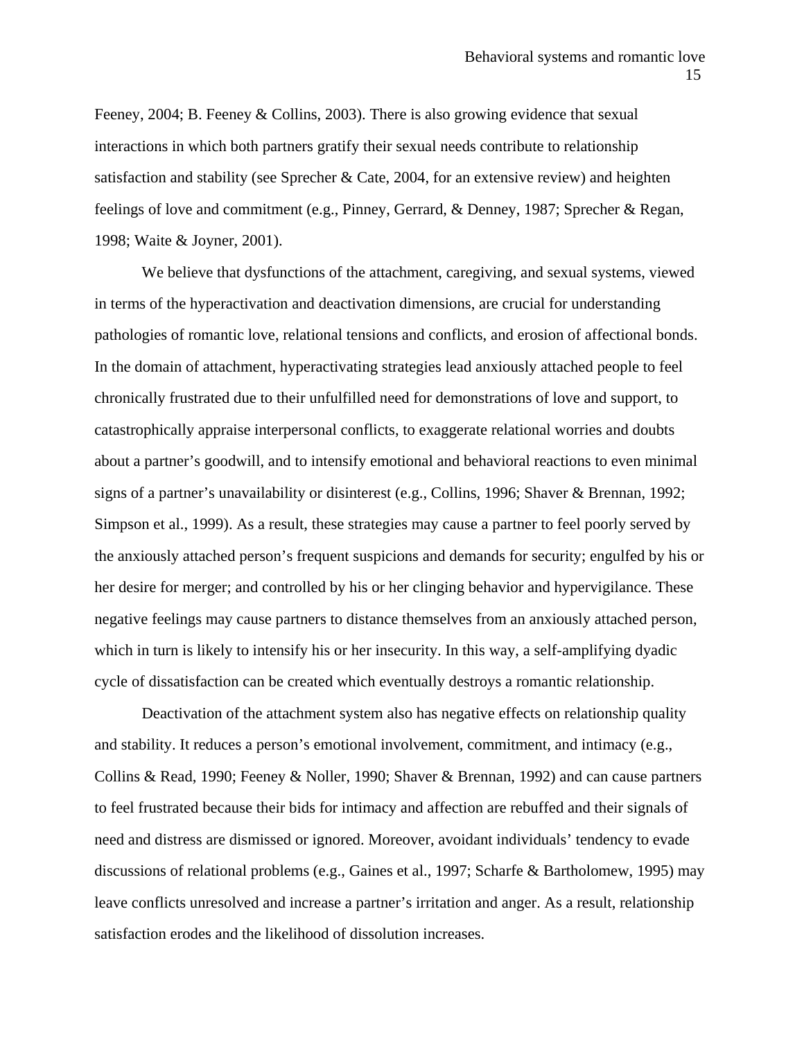Feeney, 2004; B. Feeney & Collins, 2003). There is also growing evidence that sexual interactions in which both partners gratify their sexual needs contribute to relationship satisfaction and stability (see Sprecher & Cate, 2004, for an extensive review) and heighten feelings of love and commitment (e.g., Pinney, Gerrard, & Denney, 1987; Sprecher & Regan, 1998; Waite & Joyner, 2001).

We believe that dysfunctions of the attachment, caregiving, and sexual systems, viewed in terms of the hyperactivation and deactivation dimensions, are crucial for understanding pathologies of romantic love, relational tensions and conflicts, and erosion of affectional bonds. In the domain of attachment, hyperactivating strategies lead anxiously attached people to feel chronically frustrated due to their unfulfilled need for demonstrations of love and support, to catastrophically appraise interpersonal conflicts, to exaggerate relational worries and doubts about a partner's goodwill, and to intensify emotional and behavioral reactions to even minimal signs of a partner's unavailability or disinterest (e.g., Collins, 1996; Shaver & Brennan, 1992; Simpson et al., 1999). As a result, these strategies may cause a partner to feel poorly served by the anxiously attached person's frequent suspicions and demands for security; engulfed by his or her desire for merger; and controlled by his or her clinging behavior and hypervigilance. These negative feelings may cause partners to distance themselves from an anxiously attached person, which in turn is likely to intensify his or her insecurity. In this way, a self-amplifying dyadic cycle of dissatisfaction can be created which eventually destroys a romantic relationship.

Deactivation of the attachment system also has negative effects on relationship quality and stability. It reduces a person's emotional involvement, commitment, and intimacy (e.g., Collins & Read, 1990; Feeney & Noller, 1990; Shaver & Brennan, 1992) and can cause partners to feel frustrated because their bids for intimacy and affection are rebuffed and their signals of need and distress are dismissed or ignored. Moreover, avoidant individuals' tendency to evade discussions of relational problems (e.g., Gaines et al., 1997; Scharfe & Bartholomew, 1995) may leave conflicts unresolved and increase a partner's irritation and anger. As a result, relationship satisfaction erodes and the likelihood of dissolution increases.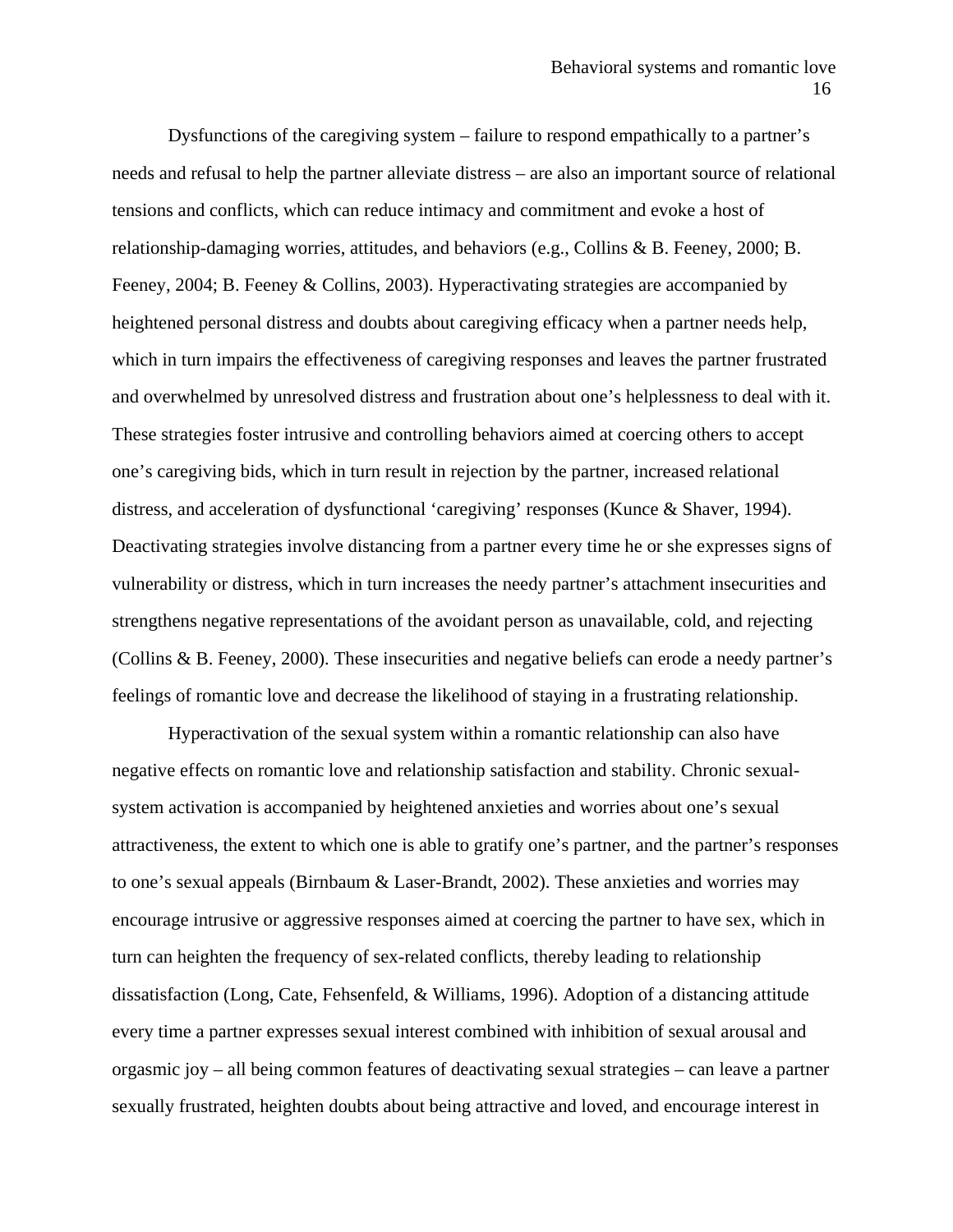Dysfunctions of the caregiving system – failure to respond empathically to a partner's needs and refusal to help the partner alleviate distress – are also an important source of relational tensions and conflicts, which can reduce intimacy and commitment and evoke a host of relationship-damaging worries, attitudes, and behaviors (e.g., Collins & B. Feeney, 2000; B. Feeney, 2004; B. Feeney & Collins, 2003). Hyperactivating strategies are accompanied by heightened personal distress and doubts about caregiving efficacy when a partner needs help, which in turn impairs the effectiveness of caregiving responses and leaves the partner frustrated and overwhelmed by unresolved distress and frustration about one's helplessness to deal with it. These strategies foster intrusive and controlling behaviors aimed at coercing others to accept one's caregiving bids, which in turn result in rejection by the partner, increased relational distress, and acceleration of dysfunctional 'caregiving' responses (Kunce & Shaver, 1994). Deactivating strategies involve distancing from a partner every time he or she expresses signs of vulnerability or distress, which in turn increases the needy partner's attachment insecurities and strengthens negative representations of the avoidant person as unavailable, cold, and rejecting (Collins & B. Feeney, 2000). These insecurities and negative beliefs can erode a needy partner's feelings of romantic love and decrease the likelihood of staying in a frustrating relationship.

Hyperactivation of the sexual system within a romantic relationship can also have negative effects on romantic love and relationship satisfaction and stability. Chronic sexual-system activation is accompanied by heightened anxieties and worries about one's sexual attractiveness, the extent to which one is able to gratify one's partner, and the partner's responses to one's sexual appeals (Birnbaum & Laser-Brandt, 2002). These anxieties and worries may encourage intrusive or aggressive responses aimed at coercing the partner to have sex, which in turn can heighten the frequency of sex-related conflicts, thereby leading to relationship dissatisfaction (Long, Cate, Fehsenfeld, & Williams, 1996). Adoption of a distancing attitude every time a partner expresses sexual interest combined with inhibition of sexual arousal and orgasmic joy – all being common features of deactivating sexual strategies – can leave a partner sexually frustrated, heighten doubts about being attractive and loved, and encourage interest in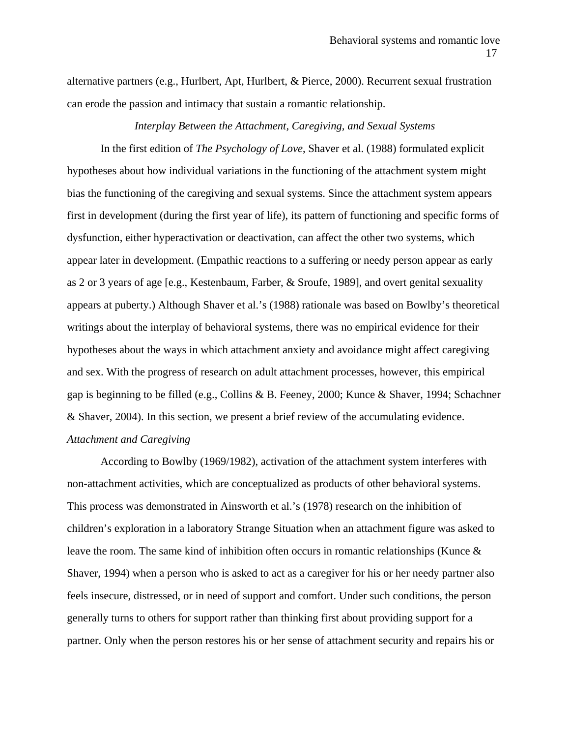alternative partners (e.g., Hurlbert, Apt, Hurlbert, & Pierce, 2000). Recurrent sexual frustration can erode the passion and intimacy that sustain a romantic relationship.

### *Interplay Between the Attachment, Caregiving, and Sexual Systems*

In the first edition of *The Psychology of Love*, Shaver et al. (1988) formulated explicit hypotheses about how individual variations in the functioning of the attachment system might bias the functioning of the caregiving and sexual systems. Since the attachment system appears first in development (during the first year of life), its pattern of functioning and specific forms of dysfunction, either hyperactivation or deactivation, can affect the other two systems, which appear later in development. (Empathic reactions to a suffering or needy person appear as early as 2 or 3 years of age [e.g., Kestenbaum, Farber, & Sroufe, 1989], and overt genital sexuality appears at puberty.) Although Shaver et al.'s (1988) rationale was based on Bowlby's theoretical writings about the interplay of behavioral systems, there was no empirical evidence for their hypotheses about the ways in which attachment anxiety and avoidance might affect caregiving and sex. With the progress of research on adult attachment processes, however, this empirical gap is beginning to be filled (e.g., Collins & B. Feeney, 2000; Kunce & Shaver, 1994; Schachner & Shaver, 2004). In this section, we present a brief review of the accumulating evidence.

#### *Attachment and Caregiving*

According to Bowlby (1969/1982), activation of the attachment system interferes with non-attachment activities, which are conceptualized as products of other behavioral systems. This process was demonstrated in Ainsworth et al.'s (1978) research on the inhibition of children's exploration in a laboratory Strange Situation when an attachment figure was asked to leave the room. The same kind of inhibition often occurs in romantic relationships (Kunce & Shaver, 1994) when a person who is asked to act as a caregiver for his or her needy partner also feels insecure, distressed, or in need of support and comfort. Under such conditions, the person generally turns to others for support rather than thinking first about providing support for a partner. Only when the person restores his or her sense of attachment security and repairs his or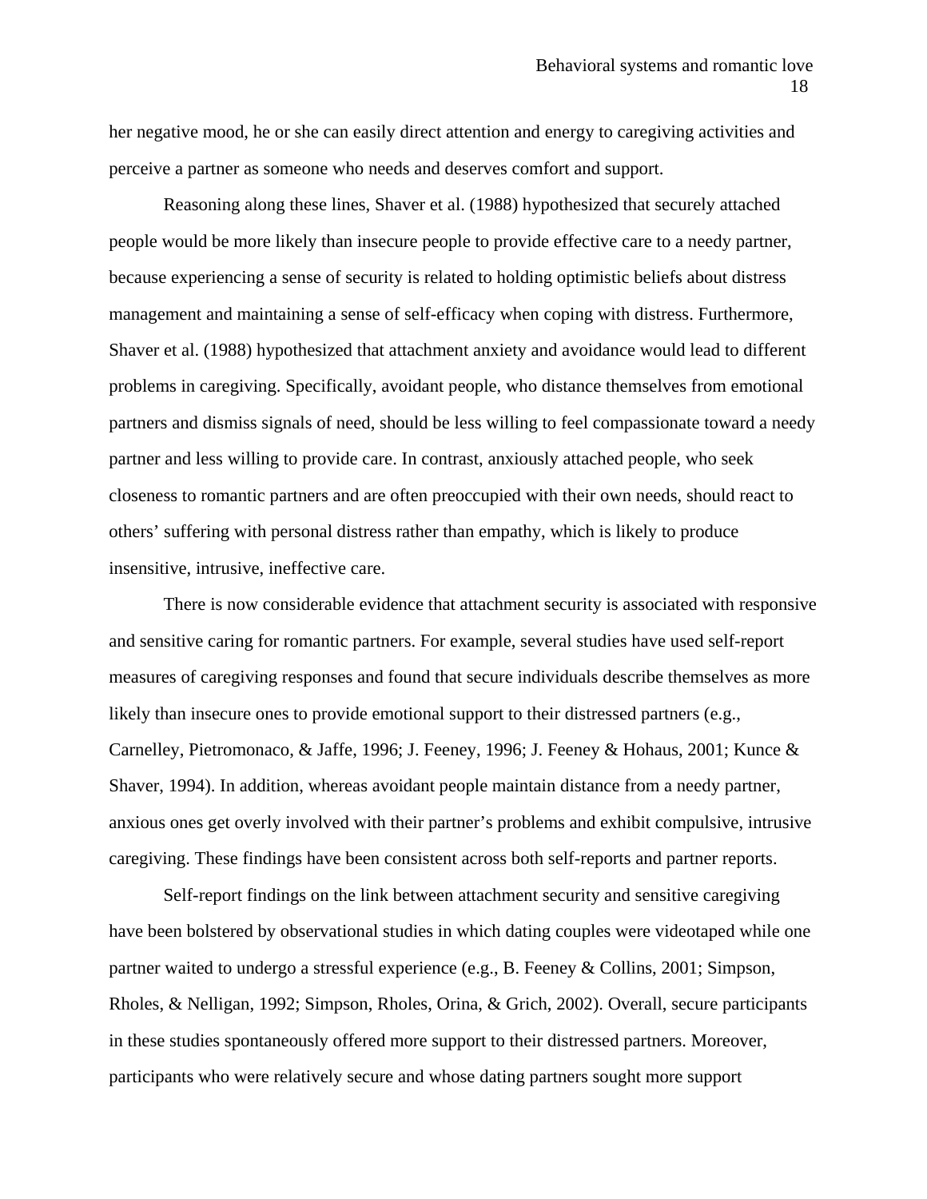her negative mood, he or she can easily direct attention and energy to caregiving activities and perceive a partner as someone who needs and deserves comfort and support.

Reasoning along these lines, Shaver et al. (1988) hypothesized that securely attached people would be more likely than insecure people to provide effective care to a needy partner, because experiencing a sense of security is related to holding optimistic beliefs about distress management and maintaining a sense of self-efficacy when coping with distress. Furthermore, Shaver et al. (1988) hypothesized that attachment anxiety and avoidance would lead to different problems in caregiving. Specifically, avoidant people, who distance themselves from emotional partners and dismiss signals of need, should be less willing to feel compassionate toward a needy partner and less willing to provide care. In contrast, anxiously attached people, who seek closeness to romantic partners and are often preoccupied with their own needs, should react to others' suffering with personal distress rather than empathy, which is likely to produce insensitive, intrusive, ineffective care.

There is now considerable evidence that attachment security is associated with responsive and sensitive caring for romantic partners. For example, several studies have used self-report measures of caregiving responses and found that secure individuals describe themselves as more likely than insecure ones to provide emotional support to their distressed partners (e.g., Carnelley, Pietromonaco, & Jaffe, 1996; J. Feeney, 1996; J. Feeney & Hohaus, 2001; Kunce & Shaver, 1994). In addition, whereas avoidant people maintain distance from a needy partner, anxious ones get overly involved with their partner's problems and exhibit compulsive, intrusive caregiving. These findings have been consistent across both self-reports and partner reports.

Self-report findings on the link between attachment security and sensitive caregiving have been bolstered by observational studies in which dating couples were videotaped while one partner waited to undergo a stressful experience (e.g., B. Feeney & Collins, 2001; Simpson, Rholes, & Nelligan, 1992; Simpson, Rholes, Orina, & Grich, 2002). Overall, secure participants in these studies spontaneously offered more support to their distressed partners. Moreover, participants who were relatively secure and whose dating partners sought more support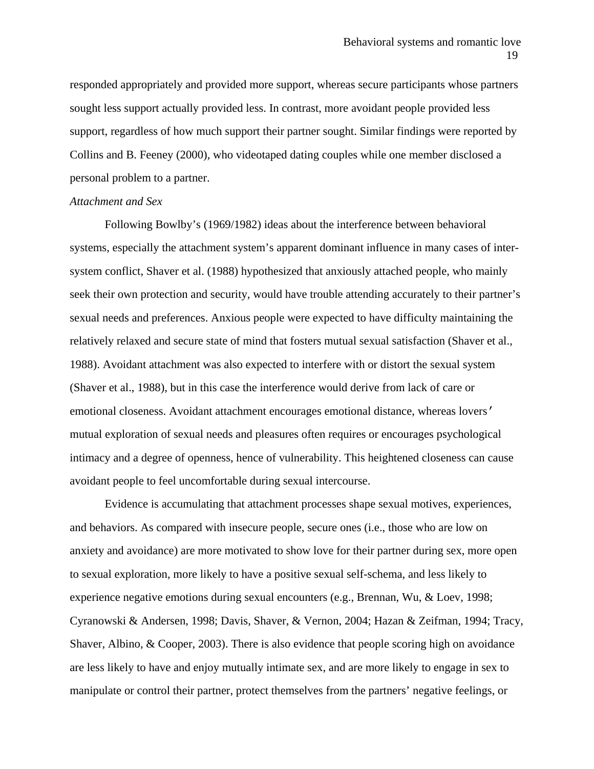responded appropriately and provided more support, whereas secure participants whose partners sought less support actually provided less. In contrast, more avoidant people provided less support, regardless of how much support their partner sought. Similar findings were reported by Collins and B. Feeney (2000), who videotaped dating couples while one member disclosed a personal problem to a partner.

*Attachment and Sex*

Following Bowlby's (1969/1982) ideas about the interference between behavioral systems, especially the attachment system's apparent dominant influence in many cases of inter-system conflict, Shaver et al. (1988) hypothesized that anxiously attached people, who mainly seek their own protection and security, would have trouble attending accurately to their partner's sexual needs and preferences. Anxious people were expected to have difficulty maintaining the relatively relaxed and secure state of mind that fosters mutual sexual satisfaction (Shaver et al., 1988). Avoidant attachment was also expected to interfere with or distort the sexual system (Shaver et al., 1988), but in this case the interference would derive from lack of care or emotional closeness. Avoidant attachment encourages emotional distance, whereas lovers' mutual exploration of sexual needs and pleasures often requires or encourages psychological intimacy and a degree of openness, hence of vulnerability. This heightened closeness can cause avoidant people to feel uncomfortable during sexual intercourse.

Evidence is accumulating that attachment processes shape sexual motives, experiences, and behaviors. As compared with insecure people, secure ones (i.e., those who are low on anxiety and avoidance) are more motivated to show love for their partner during sex, more open to sexual exploration, more likely to have a positive sexual self-schema, and less likely to experience negative emotions during sexual encounters (e.g., Brennan, Wu, & Loev, 1998; Cyranowski & Andersen, 1998; Davis, Shaver, & Vernon, 2004; Hazan & Zeifman, 1994; Tracy, Shaver, Albino, & Cooper, 2003). There is also evidence that people scoring high on avoidance are less likely to have and enjoy mutually intimate sex, and are more likely to engage in sex to manipulate or control their partner, protect themselves from the partners' negative feelings, or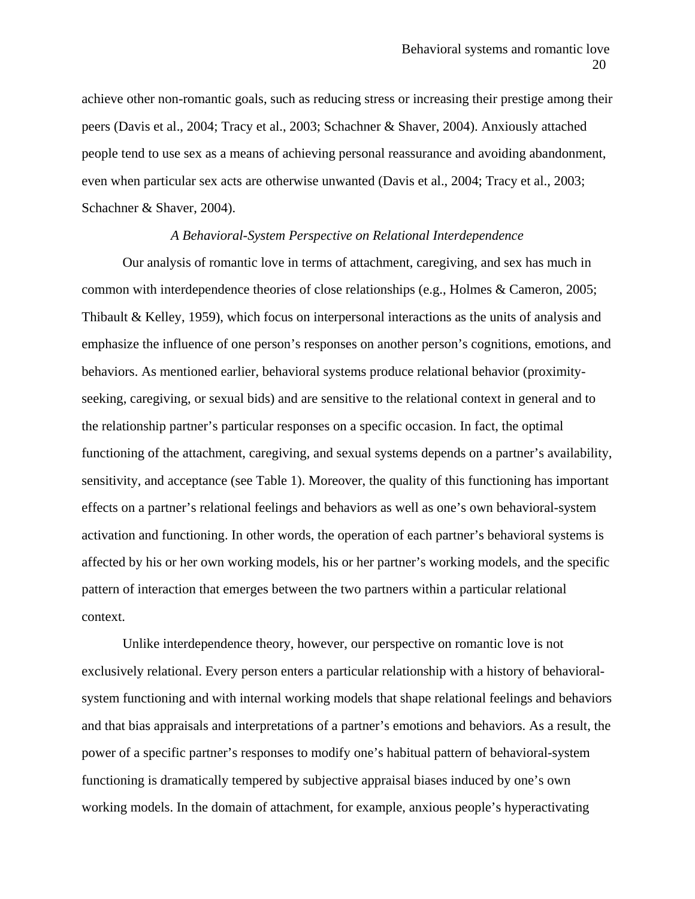achieve other non-romantic goals, such as reducing stress or increasing their prestige among their peers (Davis et al., 2004; Tracy et al., 2003; Schachner & Shaver, 2004). Anxiously attached people tend to use sex as a means of achieving personal reassurance and avoiding abandonment, even when particular sex acts are otherwise unwanted (Davis et al., 2004; Tracy et al., 2003; Schachner & Shaver, 2004).

### *A Behavioral-System Perspective on Relational Interdependence*

Our analysis of romantic love in terms of attachment, caregiving, and sex has much in common with interdependence theories of close relationships (e.g., Holmes & Cameron, 2005; Thibault & Kelley, 1959), which focus on interpersonal interactions as the units of analysis and emphasize the influence of one person's responses on another person's cognitions, emotions, and behaviors. As mentioned earlier, behavioral systems produce relational behavior (proximity-seeking, caregiving, or sexual bids) and are sensitive to the relational context in general and to the relationship partner's particular responses on a specific occasion. In fact, the optimal functioning of the attachment, caregiving, and sexual systems depends on a partner's availability, sensitivity, and acceptance (see Table 1). Moreover, the quality of this functioning has important effects on a partner's relational feelings and behaviors as well as one's own behavioral-system activation and functioning. In other words, the operation of each partner's behavioral systems is affected by his or her own working models, his or her partner's working models, and the specific pattern of interaction that emerges between the two partners within a particular relational context.

Unlike interdependence theory, however, our perspective on romantic love is not exclusively relational. Every person enters a particular relationship with a history of behavioral-system functioning and with internal working models that shape relational feelings and behaviors and that bias appraisals and interpretations of a partner's emotions and behaviors. As a result, the power of a specific partner's responses to modify one's habitual pattern of behavioral-system functioning is dramatically tempered by subjective appraisal biases induced by one's own working models. In the domain of attachment, for example, anxious people's hyperactivating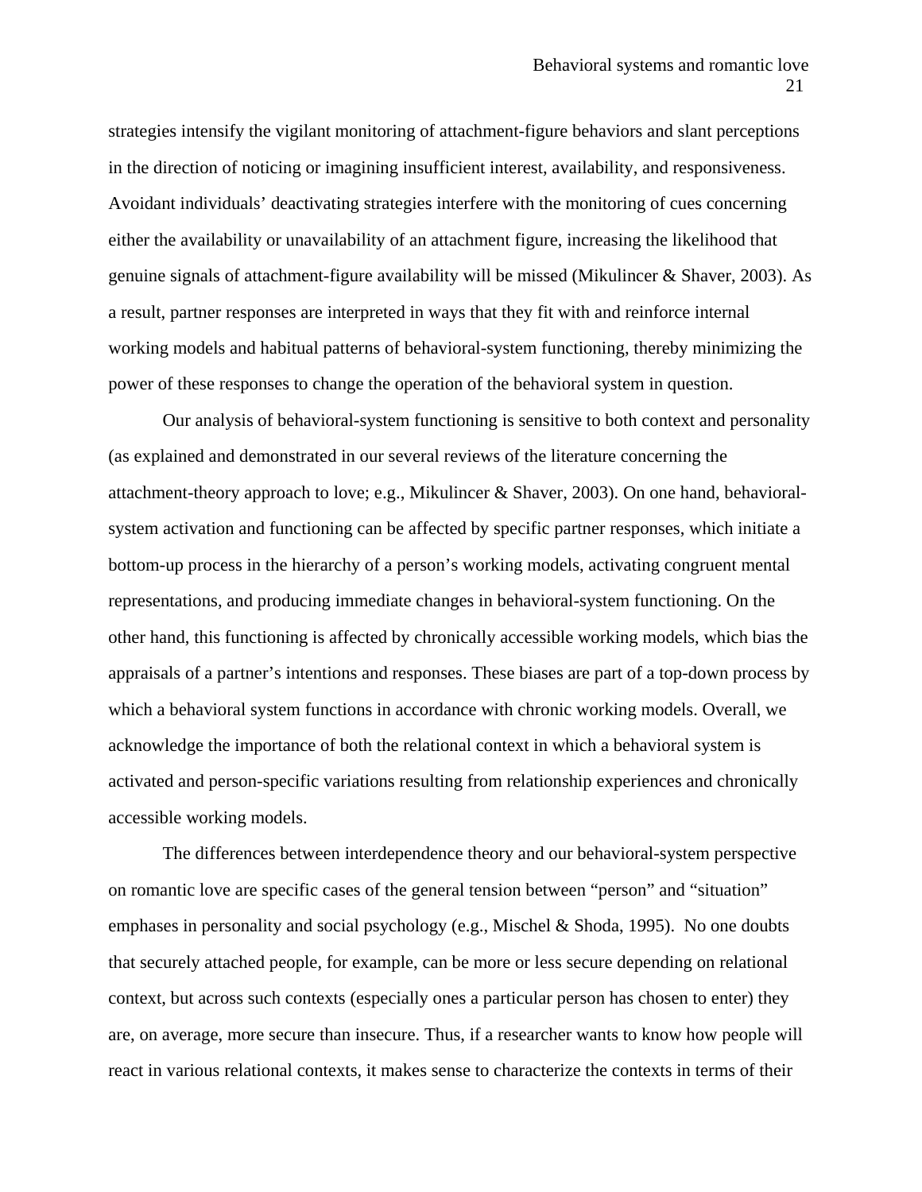strategies intensify the vigilant monitoring of attachment-figure behaviors and slant perceptions in the direction of noticing or imagining insufficient interest, availability, and responsiveness. Avoidant individuals' deactivating strategies interfere with the monitoring of cues concerning either the availability or unavailability of an attachment figure, increasing the likelihood that genuine signals of attachment-figure availability will be missed (Mikulincer & Shaver, 2003). As a result, partner responses are interpreted in ways that they fit with and reinforce internal working models and habitual patterns of behavioral-system functioning, thereby minimizing the power of these responses to change the operation of the behavioral system in question.

Our analysis of behavioral-system functioning is sensitive to both context and personality (as explained and demonstrated in our several reviews of the literature concerning the attachment-theory approach to love; e.g., Mikulincer & Shaver, 2003). On one hand, behavioral-system activation and functioning can be affected by specific partner responses, which initiate a bottom-up process in the hierarchy of a person's working models, activating congruent mental representations, and producing immediate changes in behavioral-system functioning. On the other hand, this functioning is affected by chronically accessible working models, which bias the appraisals of a partner's intentions and responses. These biases are part of a top-down process by which a behavioral system functions in accordance with chronic working models. Overall, we acknowledge the importance of both the relational context in which a behavioral system is activated and person-specific variations resulting from relationship experiences and chronically accessible working models.

The differences between interdependence theory and our behavioral-system perspective on romantic love are specific cases of the general tension between "person" and "situation" emphases in personality and social psychology (e.g., Mischel & Shoda, 1995). No one doubts that securely attached people, for example, can be more or less secure depending on relational context, but across such contexts (especially ones a particular person has chosen to enter) they are, on average, more secure than insecure. Thus, if a researcher wants to know how people will react in various relational contexts, it makes sense to characterize the contexts in terms of their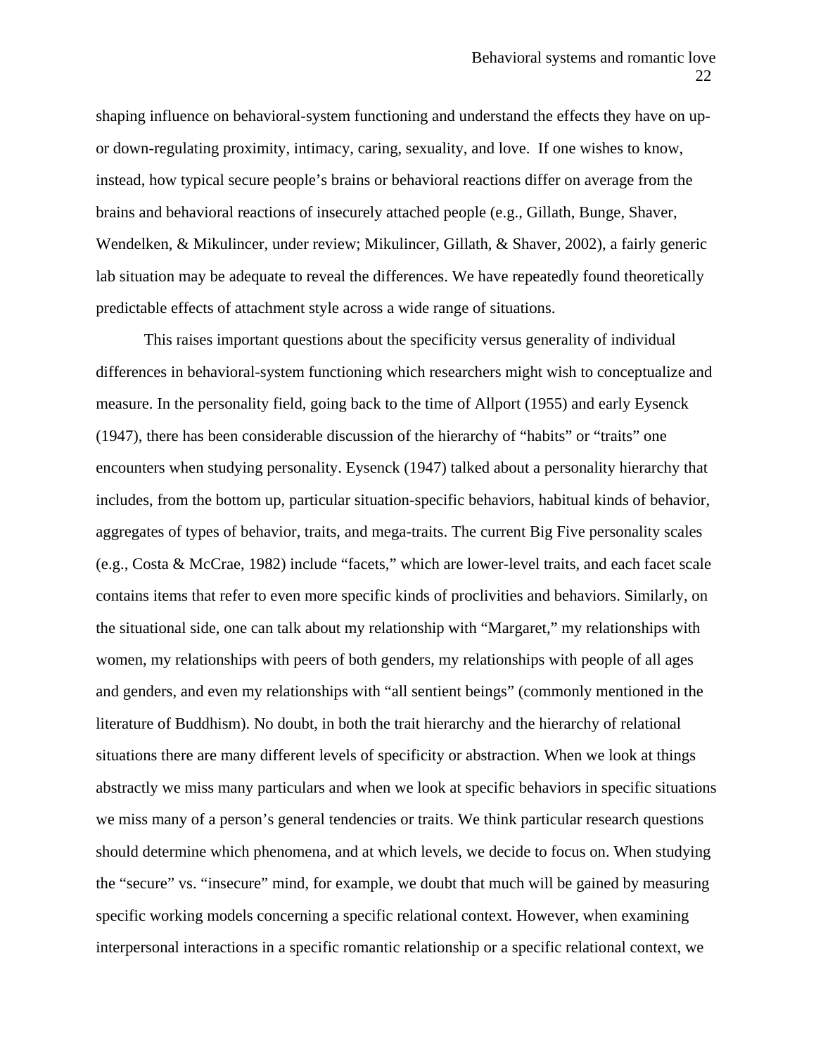shaping influence on behavioral-system functioning and understand the effects they have on up- or down-regulating proximity, intimacy, caring, sexuality, and love. If one wishes to know, instead, how typical secure people's brains or behavioral reactions differ on average from the brains and behavioral reactions of insecurely attached people (e.g., Gillath, Bunge, Shaver, Wendelken, & Mikulincer, under review; Mikulincer, Gillath, & Shaver, 2002), a fairly generic lab situation may be adequate to reveal the differences. We have repeatedly found theoretically predictable effects of attachment style across a wide range of situations.

This raises important questions about the specificity versus generality of individual differences in behavioral-system functioning which researchers might wish to conceptualize and measure. In the personality field, going back to the time of Allport (1955) and early Eysenck (1947), there has been considerable discussion of the hierarchy of "habits" or "traits" one encounters when studying personality. Eysenck (1947) talked about a personality hierarchy that includes, from the bottom up, particular situation-specific behaviors, habitual kinds of behavior, aggregates of types of behavior, traits, and mega-traits. The current Big Five personality scales (e.g., Costa & McCrae, 1982) include "facets," which are lower-level traits, and each facet scale contains items that refer to even more specific kinds of proclivities and behaviors. Similarly, on the situational side, one can talk about my relationship with "Margaret," my relationships with women, my relationships with peers of both genders, my relationships with people of all ages and genders, and even my relationships with "all sentient beings" (commonly mentioned in the literature of Buddhism). No doubt, in both the trait hierarchy and the hierarchy of relational situations there are many different levels of specificity or abstraction. When we look at things abstractly we miss many particulars and when we look at specific behaviors in specific situations we miss many of a person's general tendencies or traits. We think particular research questions should determine which phenomena, and at which levels, we decide to focus on. When studying the "secure" vs. "insecure" mind, for example, we doubt that much will be gained by measuring specific working models concerning a specific relational context. However, when examining interpersonal interactions in a specific romantic relationship or a specific relational context, we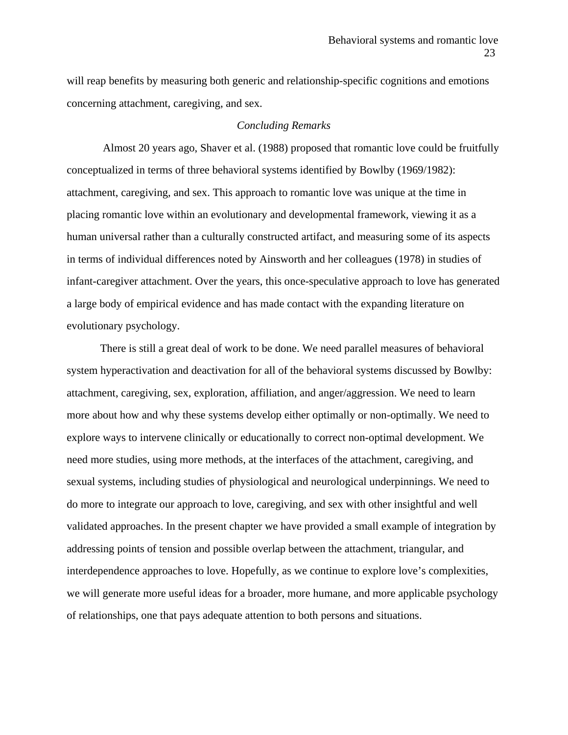will reap benefits by measuring both generic and relationship-specific cognitions and emotions concerning attachment, caregiving, and sex.

## *Concluding Remarks*

Almost 20 years ago, Shaver et al. (1988) proposed that romantic love could be fruitfully conceptualized in terms of three behavioral systems identified by Bowlby (1969/1982): attachment, caregiving, and sex. This approach to romantic love was unique at the time in placing romantic love within an evolutionary and developmental framework, viewing it as a human universal rather than a culturally constructed artifact, and measuring some of its aspects in terms of individual differences noted by Ainsworth and her colleagues (1978) in studies of infant-caregiver attachment. Over the years, this once-speculative approach to love has generated a large body of empirical evidence and has made contact with the expanding literature on evolutionary psychology.

There is still a great deal of work to be done. We need parallel measures of behavioral system hyperactivation and deactivation for all of the behavioral systems discussed by Bowlby: attachment, caregiving, sex, exploration, affiliation, and anger/aggression. We need to learn more about how and why these systems develop either optimally or non-optimally. We need to explore ways to intervene clinically or educationally to correct non-optimal development. We need more studies, using more methods, at the interfaces of the attachment, caregiving, and sexual systems, including studies of physiological and neurological underpinnings. We need to do more to integrate our approach to love, caregiving, and sex with other insightful and well validated approaches. In the present chapter we have provided a small example of integration by addressing points of tension and possible overlap between the attachment, triangular, and interdependence approaches to love. Hopefully, as we continue to explore love's complexities, we will generate more useful ideas for a broader, more humane, and more applicable psychology of relationships, one that pays adequate attention to both persons and situations.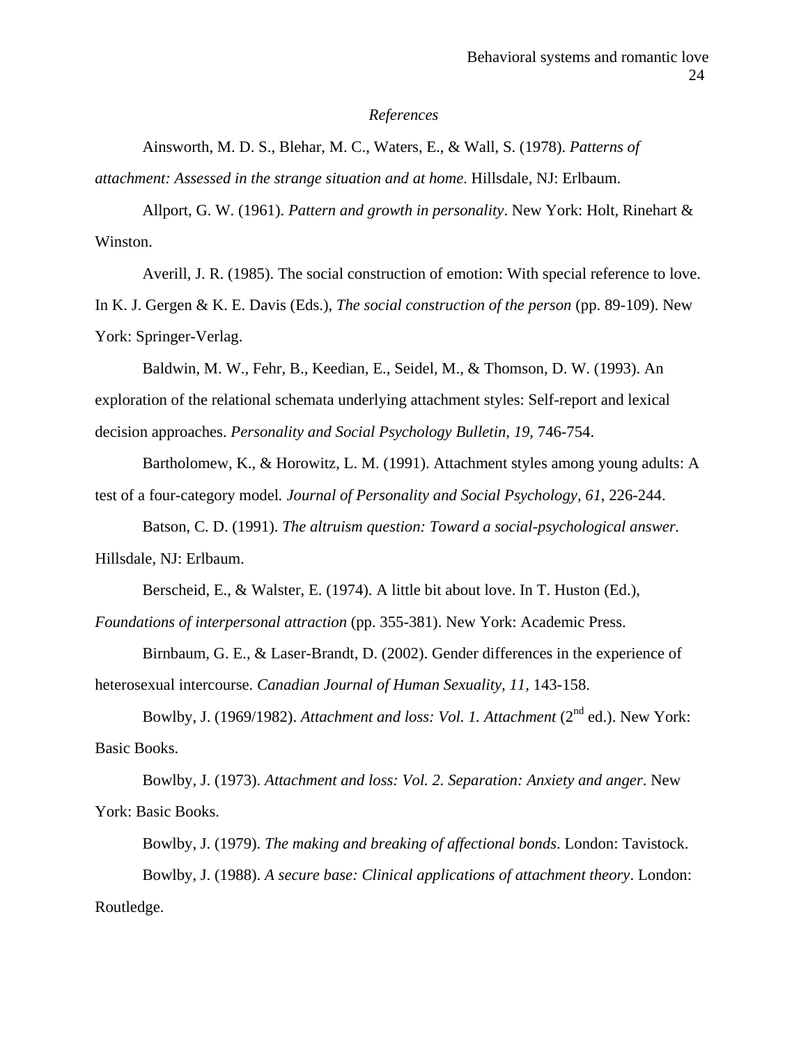*References*

Ainsworth, M. D. S., Blehar, M. C., Waters, E., & Wall, S. (1978). *Patterns of attachment: Assessed in the strange situation and at home*. Hillsdale, NJ: Erlbaum.

Allport, G. W. (1961). *Pattern and growth in personality*. New York: Holt, Rinehart & Winston.

Averill, J. R. (1985). The social construction of emotion: With special reference to love. In K. J. Gergen & K. E. Davis (Eds.), *The social construction of the person* (pp. 89-109). New York: Springer-Verlag.

Baldwin, M. W., Fehr, B., Keedian, E., Seidel, M., & Thomson, D. W. (1993). An exploration of the relational schemata underlying attachment styles: Self-report and lexical decision approaches. *Personality and Social Psychology Bulletin, 19*, 746-754.

Bartholomew, K., & Horowitz, L. M. (1991). Attachment styles among young adults: A test of a four-category model*. Journal of Personality and Social Psychology, 61*, 226-244.

Batson, C. D. (1991). *The altruism question: Toward a social-psychological answer.* Hillsdale, NJ: Erlbaum.

Berscheid, E., & Walster, E. (1974). A little bit about love. In T. Huston (Ed.), *Foundations of interpersonal attraction* (pp. 355-381). New York: Academic Press.

Birnbaum, G. E., & Laser-Brandt, D. (2002). Gender differences in the experience of heterosexual intercourse. *Canadian Journal of Human Sexuality, 11*, 143-158.

Bowlby, J. (1969/1982). *Attachment and loss: Vol. 1. Attachment* (2nd ed.). New York: Basic Books.

Bowlby, J. (1973). *Attachment and loss: Vol. 2. Separation: Anxiety and anger*. New York: Basic Books.

Bowlby, J. (1979). *The making and breaking of affectional bonds*. London: Tavistock.

Bowlby, J. (1988). *A secure base: Clinical applications of attachment theory*. London: Routledge.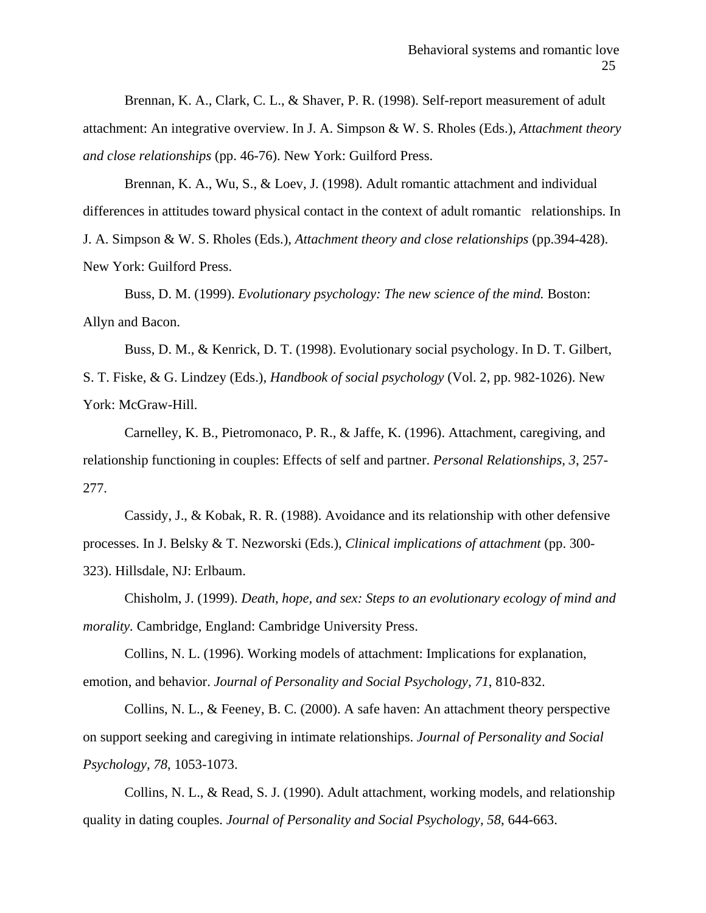Brennan, K. A., Clark, C. L., & Shaver, P. R. (1998). Self-report measurement of adult attachment: An integrative overview. In J. A. Simpson & W. S. Rholes (Eds.), *Attachment theory and close relationships* (pp. 46-76). New York: Guilford Press.

Brennan, K. A., Wu, S., & Loev, J. (1998). Adult romantic attachment and individual differences in attitudes toward physical contact in the context of adult romantic relationships. In J. A. Simpson & W. S. Rholes (Eds.), *Attachment theory and close relationships* (pp.394-428). New York: Guilford Press.

Buss, D. M. (1999). *Evolutionary psychology: The new science of the mind.* Boston: Allyn and Bacon.

Buss, D. M., & Kenrick, D. T. (1998). Evolutionary social psychology. In D. T. Gilbert, S. T. Fiske, & G. Lindzey (Eds.), *Handbook of social psychology* (Vol. 2, pp. 982-1026). New York: McGraw-Hill.

Carnelley, K. B., Pietromonaco, P. R., & Jaffe, K. (1996). Attachment, caregiving, and relationship functioning in couples: Effects of self and partner. *Personal Relationships, 3*, 257-277.

Cassidy, J., & Kobak, R. R. (1988). Avoidance and its relationship with other defensive processes. In J. Belsky & T. Nezworski (Eds.), *Clinical implications of attachment* (pp. 300-323). Hillsdale, NJ: Erlbaum.

Chisholm, J. (1999). *Death, hope, and sex: Steps to an evolutionary ecology of mind and morality.* Cambridge, England: Cambridge University Press.

Collins, N. L. (1996). Working models of attachment: Implications for explanation, emotion, and behavior. *Journal of Personality and Social Psychology, 71*, 810-832.

Collins, N. L., & Feeney, B. C. (2000). A safe haven: An attachment theory perspective on support seeking and caregiving in intimate relationships. *Journal of Personality and Social Psychology, 78*, 1053-1073.

Collins, N. L., & Read, S. J. (1990). Adult attachment, working models, and relationship quality in dating couples. *Journal of Personality and Social Psychology, 58*, 644-663.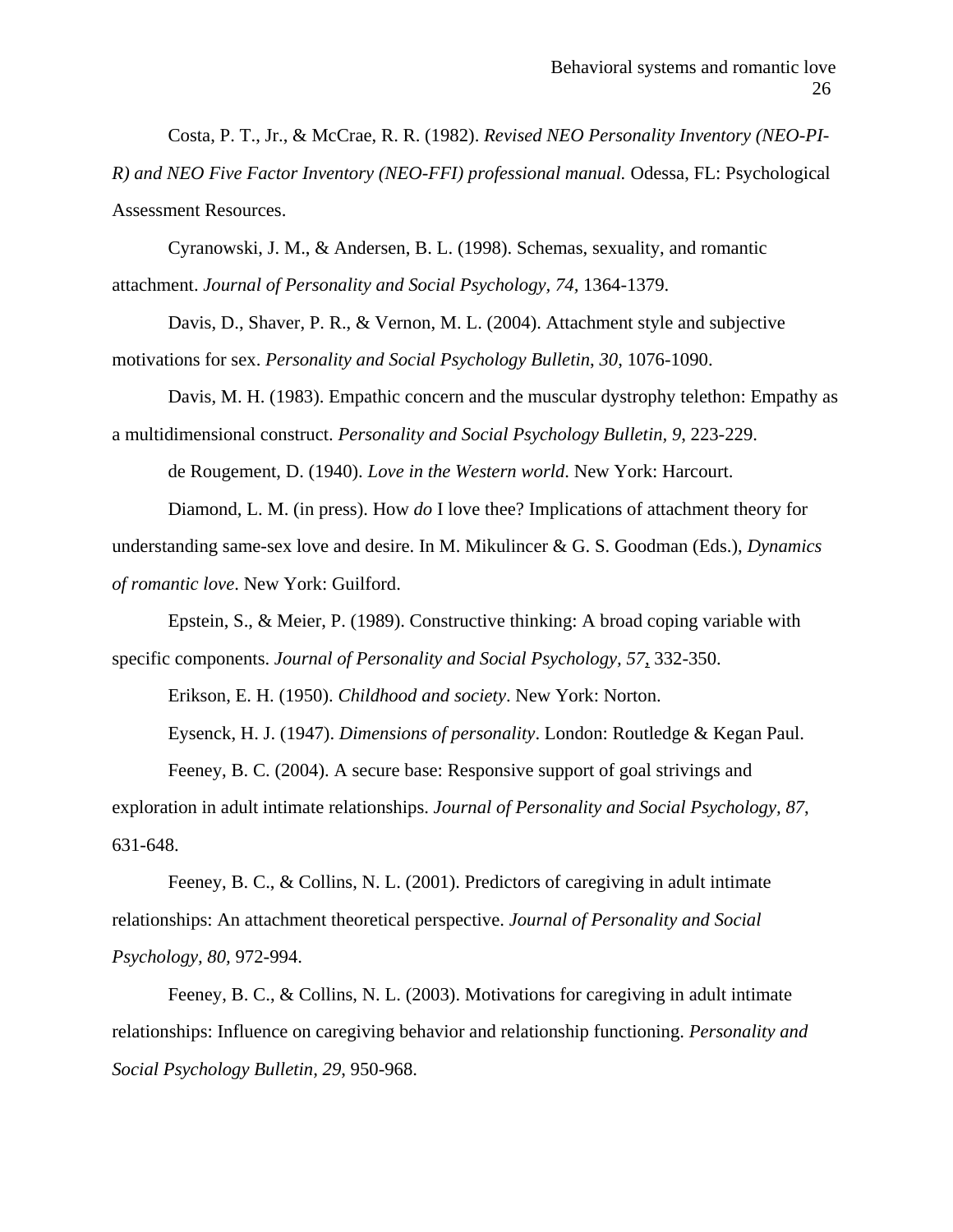Costa, P. T., Jr., & McCrae, R. R. (1982). *Revised NEO Personality Inventory (NEO-PI-R) and NEO Five Factor Inventory (NEO-FFI) professional manual.* Odessa, FL: Psychological Assessment Resources.

Cyranowski, J. M., & Andersen, B. L. (1998). Schemas, sexuality, and romantic attachment. *Journal of Personality and Social Psychology, 74,* 1364-1379.

Davis, D., Shaver, P. R., & Vernon, M. L. (2004). Attachment style and subjective motivations for sex. *Personality and Social Psychology Bulletin, 30*, 1076-1090.

Davis, M. H. (1983). Empathic concern and the muscular dystrophy telethon: Empathy as a multidimensional construct. *Personality and Social Psychology Bulletin, 9*, 223-229.

de Rougement, D. (1940). *Love in the Western world*. New York: Harcourt.

Diamond, L. M. (in press). How *do* I love thee? Implications of attachment theory for understanding same-sex love and desire. In M. Mikulincer & G. S. Goodman (Eds.), *Dynamics of romantic love*. New York: Guilford.

Epstein, S., & Meier, P. (1989). Constructive thinking: A broad coping variable with specific components. *Journal of Personality and Social Psychology, 57*, 332-350.

Erikson, E. H. (1950). *Childhood and society*. New York: Norton.

Eysenck, H. J. (1947). *Dimensions of personality*. London: Routledge & Kegan Paul.

Feeney, B. C. (2004). A secure base: Responsive support of goal strivings and exploration in adult intimate relationships. *Journal of Personality and Social Psychology, 87*, 631-648.

Feeney, B. C., & Collins, N. L. (2001). Predictors of caregiving in adult intimate relationships: An attachment theoretical perspective. *Journal of Personality and Social Psychology, 80,* 972-994.

Feeney, B. C., & Collins, N. L. (2003). Motivations for caregiving in adult intimate relationships: Influence on caregiving behavior and relationship functioning. *Personality and Social Psychology Bulletin, 29*, 950-968.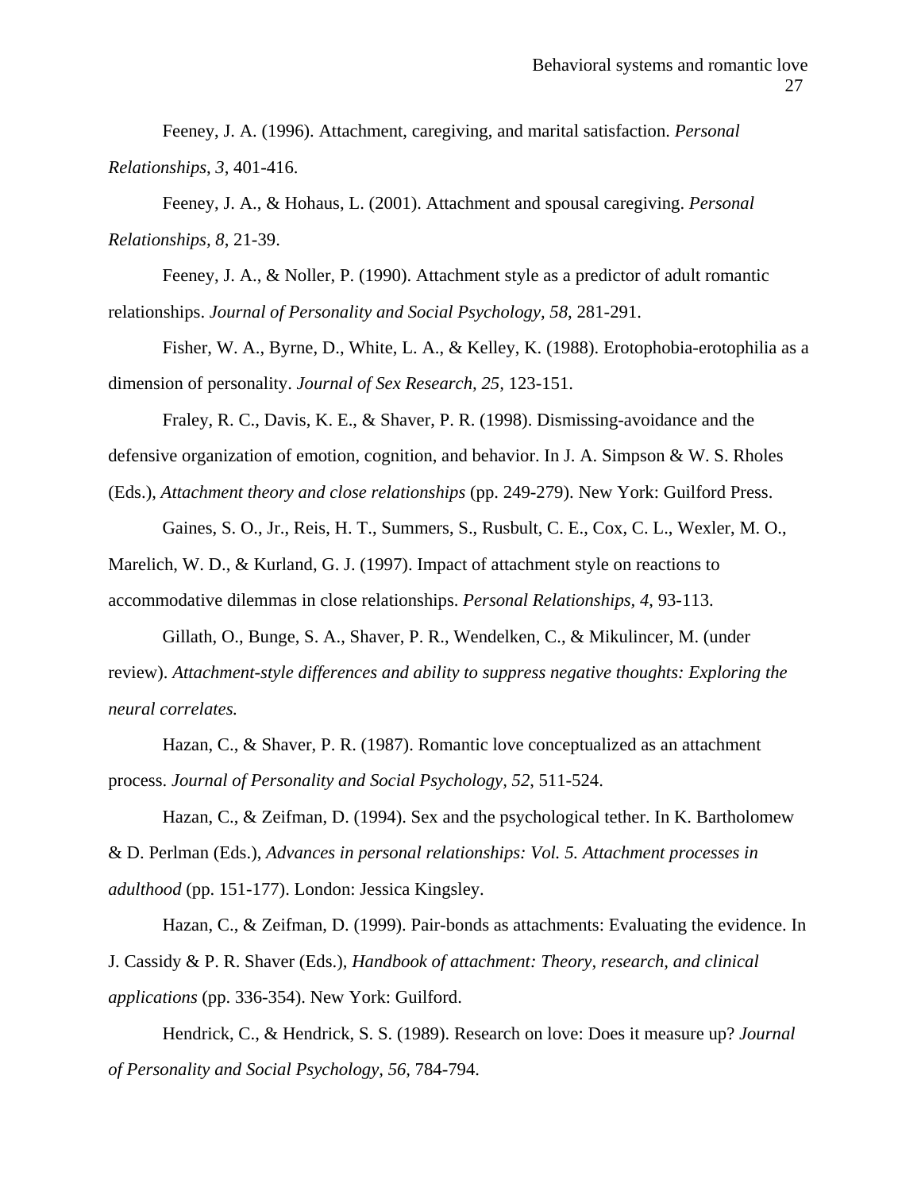Feeney, J. A. (1996). Attachment, caregiving, and marital satisfaction. *Personal Relationships*, *3*, 401-416.

Feeney, J. A., & Hohaus, L. (2001). Attachment and spousal caregiving. *Personal Relationships, 8*, 21-39.

Feeney, J. A., & Noller, P. (1990). Attachment style as a predictor of adult romantic relationships. *Journal of Personality and Social Psychology, 58*, 281-291.

Fisher, W. A., Byrne, D., White, L. A., & Kelley, K. (1988). Erotophobia-erotophilia as a dimension of personality. *Journal of Sex Research, 25,* 123-151.

Fraley, R. C., Davis, K. E., & Shaver, P. R. (1998). Dismissing-avoidance and the defensive organization of emotion, cognition, and behavior. In J. A. Simpson & W. S. Rholes (Eds.), *Attachment theory and close relationships* (pp. 249-279). New York: Guilford Press.

Gaines, S. O., Jr., Reis, H. T., Summers, S., Rusbult, C. E., Cox, C. L., Wexler, M. O., Marelich, W. D., & Kurland, G. J. (1997). Impact of attachment style on reactions to accommodative dilemmas in close relationships. *Personal Relationships, 4*, 93-113.

Gillath, O., Bunge, S. A., Shaver, P. R., Wendelken, C., & Mikulincer, M. (under review). *Attachment-style differences and ability to suppress negative thoughts: Exploring the neural correlates.*

Hazan, C., & Shaver, P. R. (1987). Romantic love conceptualized as an attachment process. *Journal of Personality and Social Psychology, 52*, 511-524.

Hazan, C., & Zeifman, D. (1994). Sex and the psychological tether. In K. Bartholomew & D. Perlman (Eds.), *Advances in personal relationships: Vol. 5. Attachment processes in adulthood* (pp. 151-177). London: Jessica Kingsley.

Hazan, C., & Zeifman, D. (1999). Pair-bonds as attachments: Evaluating the evidence. In J. Cassidy & P. R. Shaver (Eds.), *Handbook of attachment: Theory, research, and clinical applications* (pp. 336-354). New York: Guilford.

Hendrick, C., & Hendrick, S. S. (1989). Research on love: Does it measure up? *Journal of Personality and Social Psychology, 56,* 784-794.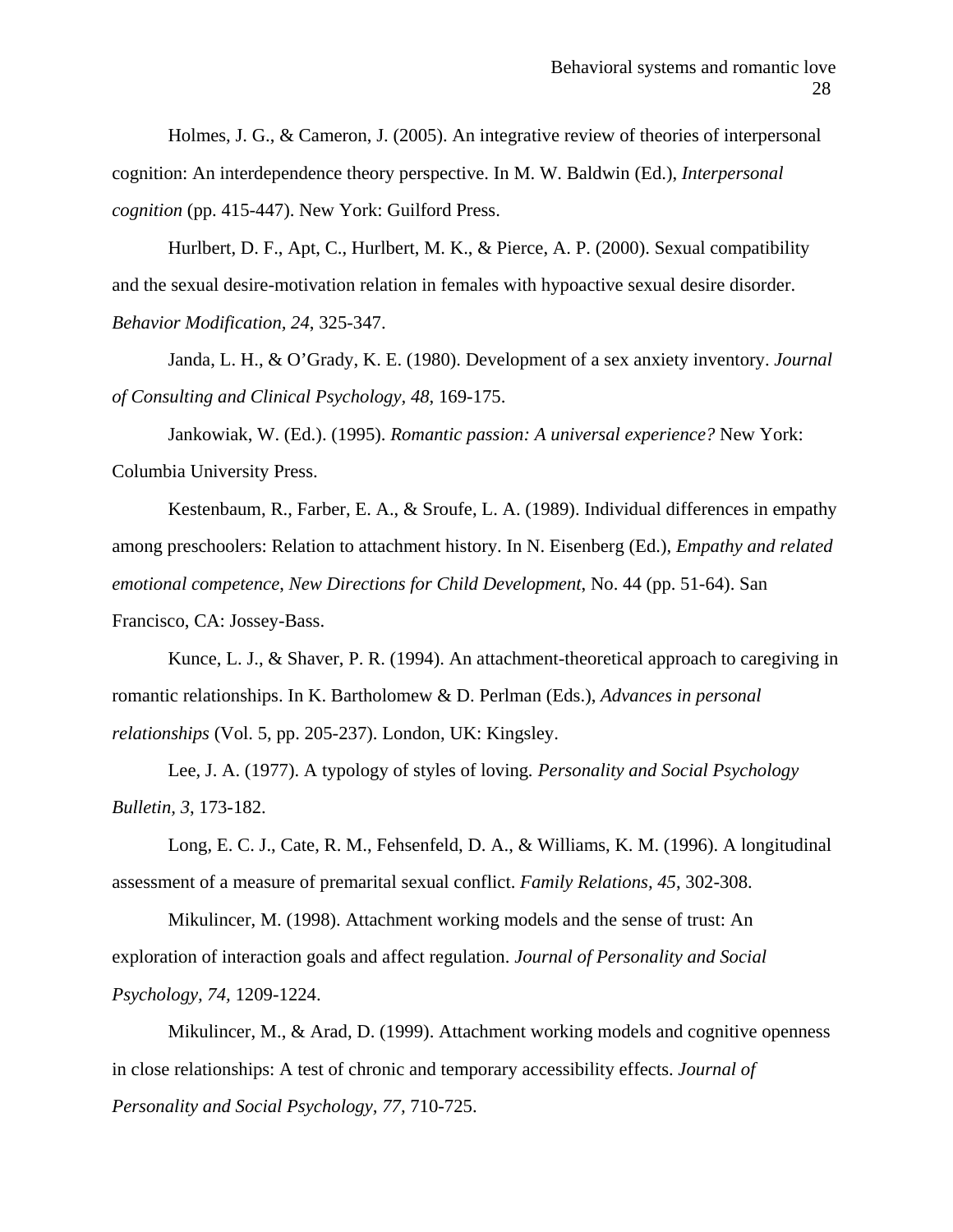Holmes, J. G., & Cameron, J. (2005). An integrative review of theories of interpersonal cognition: An interdependence theory perspective. In M. W. Baldwin (Ed.), *Interpersonal cognition* (pp. 415-447). New York: Guilford Press.

Hurlbert, D. F., Apt, C., Hurlbert, M. K., & Pierce, A. P. (2000). Sexual compatibility and the sexual desire-motivation relation in females with hypoactive sexual desire disorder. *Behavior Modification, 24*, 325-347.

Janda, L. H., & O'Grady, K. E. (1980). Development of a sex anxiety inventory. *Journal of Consulting and Clinical Psychology, 48*, 169-175.

Jankowiak, W. (Ed.). (1995). *Romantic passion: A universal experience?* New York: Columbia University Press.

Kestenbaum, R., Farber, E. A., & Sroufe, L. A. (1989). Individual differences in empathy among preschoolers: Relation to attachment history. In N. Eisenberg (Ed.), *Empathy and related emotional competence*, *New Directions for Child Development*, No. 44 (pp. 51-64). San Francisco, CA: Jossey-Bass.

Kunce, L. J., & Shaver, P. R. (1994). An attachment-theoretical approach to caregiving in romantic relationships. In K. Bartholomew & D. Perlman (Eds.), *Advances in personal relationships* (Vol. 5, pp. 205-237). London, UK: Kingsley.

Lee, J. A. (1977). A typology of styles of loving. *Personality and Social Psychology Bulletin, 3*, 173-182.

Long, E. C. J., Cate, R. M., Fehsenfeld, D. A., & Williams, K. M. (1996). A longitudinal assessment of a measure of premarital sexual conflict. *Family Relations, 45*, 302-308.

Mikulincer, M. (1998). Attachment working models and the sense of trust: An exploration of interaction goals and affect regulation. *Journal of Personality and Social Psychology, 74*, 1209-1224.

Mikulincer, M., & Arad, D. (1999). Attachment working models and cognitive openness in close relationships: A test of chronic and temporary accessibility effects. *Journal of Personality and Social Psychology, 77*, 710-725.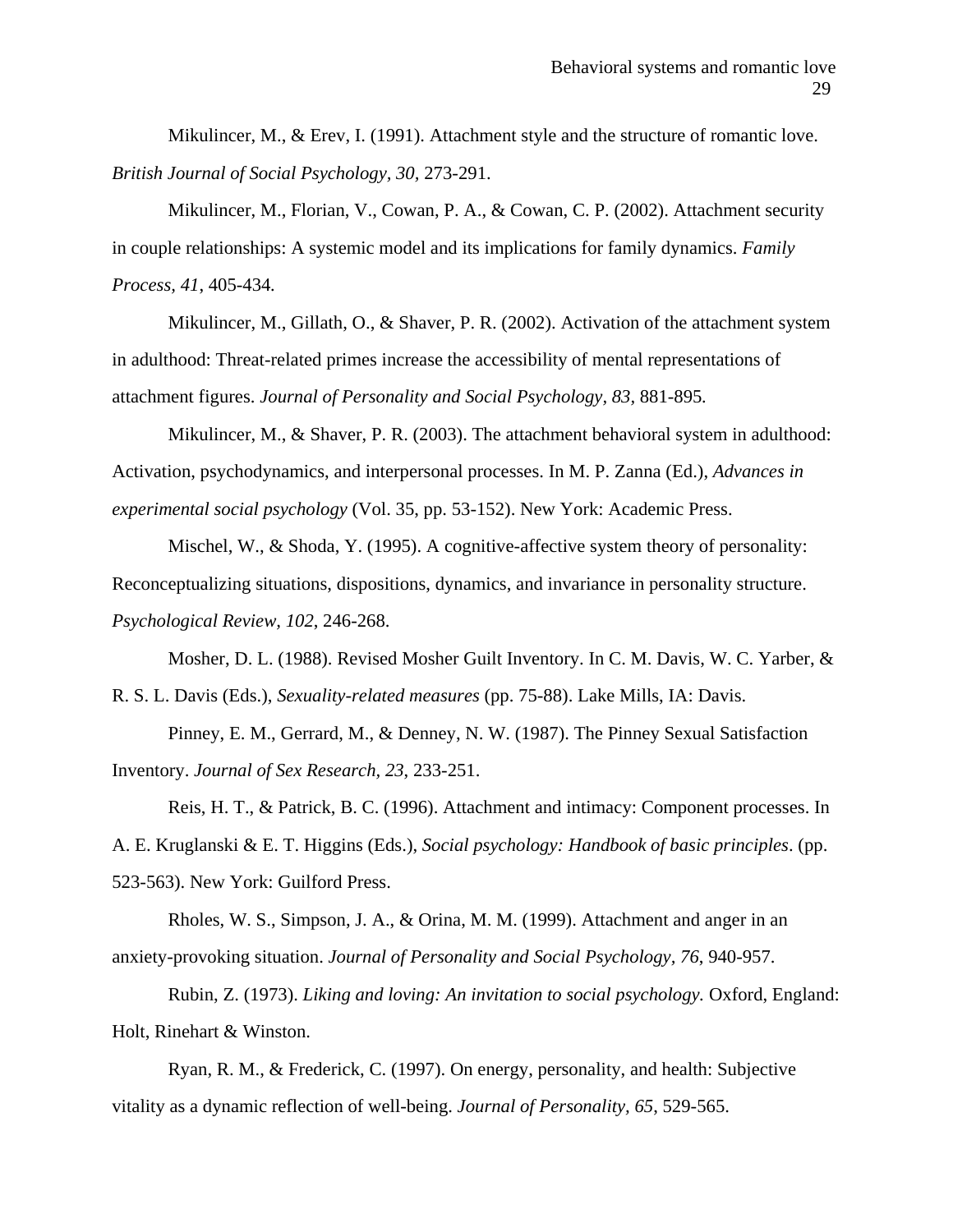Mikulincer, M., & Erev, I. (1991). Attachment style and the structure of romantic love. *British Journal of Social Psychology, 30*, 273-291.

Mikulincer, M., Florian, V., Cowan, P. A., & Cowan, C. P. (2002). Attachment security in couple relationships: A systemic model and its implications for family dynamics. *Family Process, 41*, 405-434.

Mikulincer, M., Gillath, O., & Shaver, P. R. (2002). Activation of the attachment system in adulthood: Threat-related primes increase the accessibility of mental representations of attachment figures. *Journal of Personality and Social Psychology, 83,* 881-895.

Mikulincer, M., & Shaver, P. R. (2003). The attachment behavioral system in adulthood: Activation, psychodynamics, and interpersonal processes. In M. P. Zanna (Ed.), *Advances in experimental social psychology* (Vol. 35, pp. 53-152). New York: Academic Press.

Mischel, W., & Shoda, Y. (1995). A cognitive-affective system theory of personality: Reconceptualizing situations, dispositions, dynamics, and invariance in personality structure. *Psychological Review, 102*, 246-268.

Mosher, D. L. (1988). Revised Mosher Guilt Inventory. In C. M. Davis, W. C. Yarber, & R. S. L. Davis (Eds.), *Sexuality-related measures* (pp. 75-88). Lake Mills, IA: Davis.

Pinney, E. M., Gerrard, M., & Denney, N. W. (1987). The Pinney Sexual Satisfaction Inventory. *Journal of Sex Research, 23*, 233-251.

Reis, H. T., & Patrick, B. C. (1996). Attachment and intimacy: Component processes. In A. E. Kruglanski & E. T. Higgins (Eds.), *Social psychology: Handbook of basic principles*. (pp. 523-563). New York: Guilford Press.

Rholes, W. S., Simpson, J. A., & Orina, M. M. (1999). Attachment and anger in an anxiety-provoking situation. *Journal of Personality and Social Psychology, 76*, 940-957.

Rubin, Z. (1973). *Liking and loving: An invitation to social psychology.* Oxford, England: Holt, Rinehart & Winston.

Ryan, R. M., & Frederick, C. (1997). On energy, personality, and health: Subjective vitality as a dynamic reflection of well-being. *Journal of Personality, 65,* 529-565.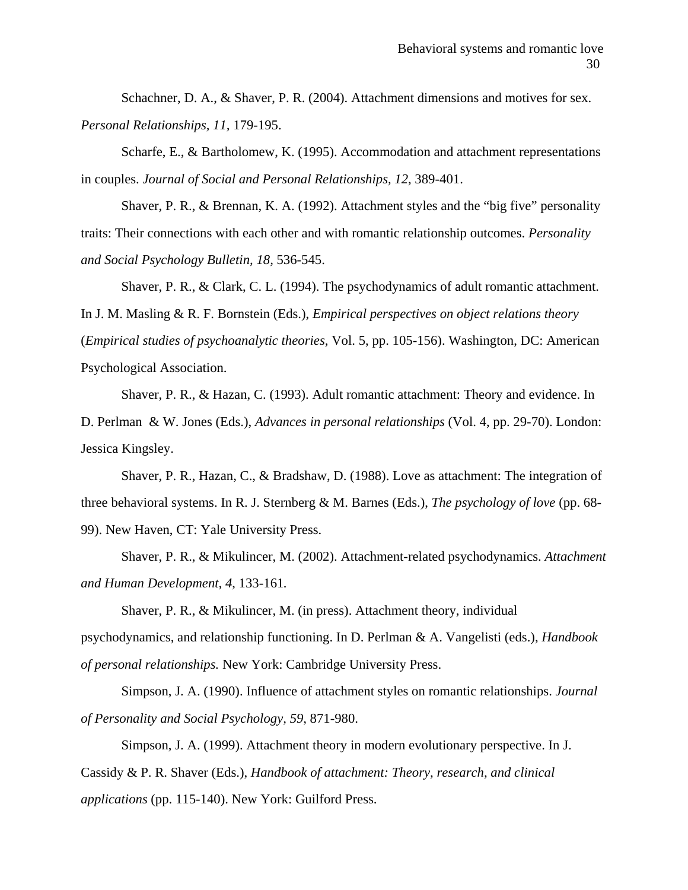Schachner, D. A., & Shaver, P. R. (2004). Attachment dimensions and motives for sex. *Personal Relationships, 11,* 179-195.

Scharfe, E., & Bartholomew, K. (1995). Accommodation and attachment representations in couples. *Journal of Social and Personal Relationships, 12*, 389-401.

Shaver, P. R., & Brennan, K. A. (1992). Attachment styles and the "big five" personality traits: Their connections with each other and with romantic relationship outcomes. *Personality and Social Psychology Bulletin, 18,* 536-545.

Shaver, P. R., & Clark, C. L. (1994). The psychodynamics of adult romantic attachment. In J. M. Masling & R. F. Bornstein (Eds.), *Empirical perspectives on object relations theory* (*Empirical studies of psychoanalytic theories,* Vol. 5, pp. 105-156). Washington, DC: American Psychological Association.

Shaver, P. R., & Hazan, C. (1993). Adult romantic attachment: Theory and evidence. In D. Perlman & W. Jones (Eds.), *Advances in personal relationships* (Vol. 4, pp. 29-70). London: Jessica Kingsley.

Shaver, P. R., Hazan, C., & Bradshaw, D. (1988). Love as attachment: The integration of three behavioral systems. In R. J. Sternberg & M. Barnes (Eds.), *The psychology of love* (pp. 68-99). New Haven, CT: Yale University Press.

Shaver, P. R., & Mikulincer, M. (2002). Attachment-related psychodynamics. *Attachment and Human Development, 4*, 133-161*.*

Shaver, P. R., & Mikulincer, M. (in press). Attachment theory, individual psychodynamics, and relationship functioning. In D. Perlman & A. Vangelisti (eds.), *Handbook of personal relationships.* New York: Cambridge University Press.

Simpson, J. A. (1990). Influence of attachment styles on romantic relationships. *Journal of Personality and Social Psychology, 59*, 871-980.

Simpson, J. A. (1999). Attachment theory in modern evolutionary perspective. In J. Cassidy & P. R. Shaver (Eds.), *Handbook of attachment: Theory, research, and clinical applications* (pp. 115-140). New York: Guilford Press.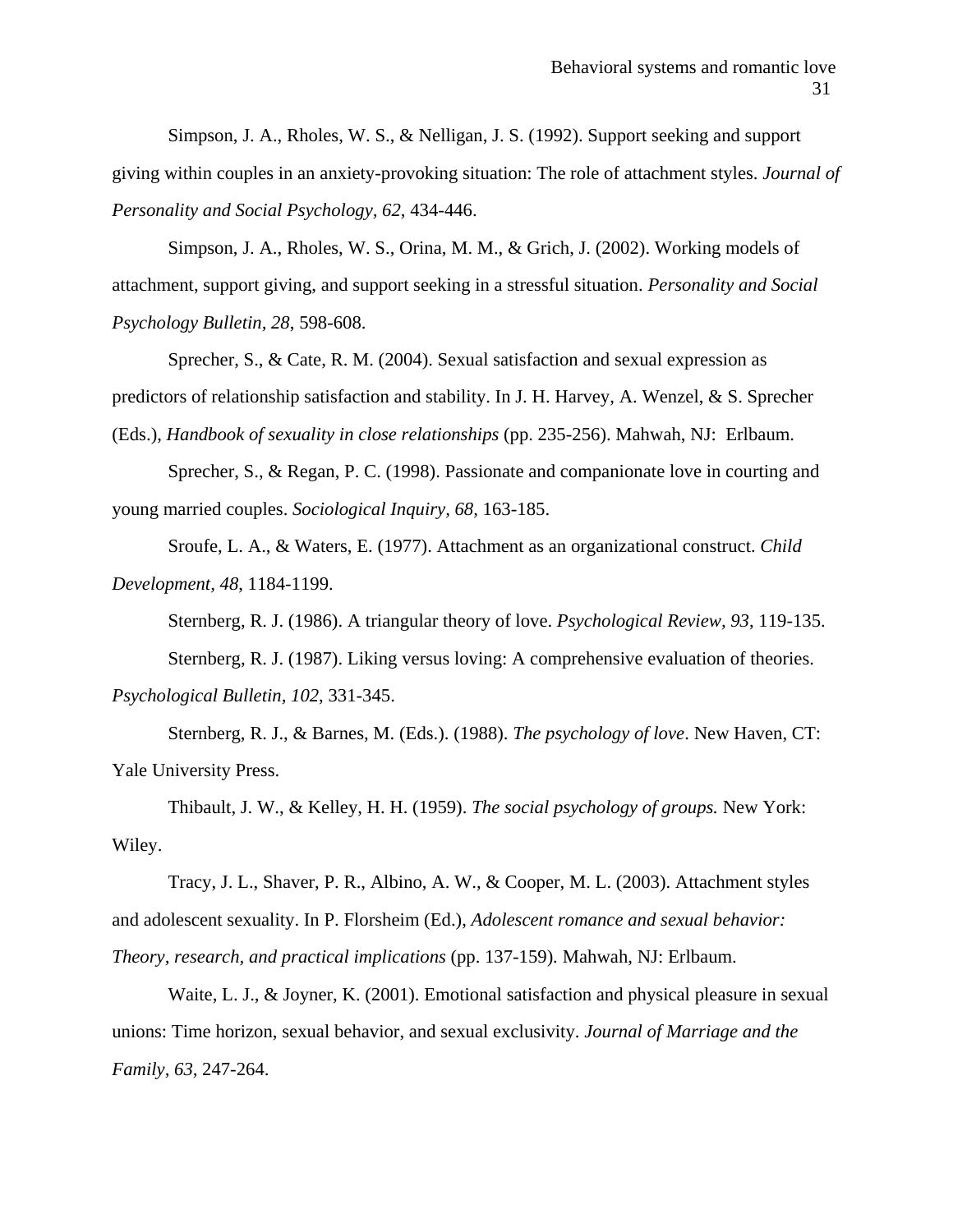Simpson, J. A., Rholes, W. S., & Nelligan, J. S. (1992). Support seeking and support giving within couples in an anxiety-provoking situation: The role of attachment styles. *Journal of Personality and Social Psychology, 62*, 434-446.

Simpson, J. A., Rholes, W. S., Orina, M. M., & Grich, J. (2002). Working models of attachment, support giving, and support seeking in a stressful situation. *Personality and Social Psychology Bulletin, 28*, 598-608.

Sprecher, S., & Cate, R. M. (2004). Sexual satisfaction and sexual expression as predictors of relationship satisfaction and stability. In J. H. Harvey, A. Wenzel, & S. Sprecher (Eds.), *Handbook of sexuality in close relationships* (pp. 235-256). Mahwah, NJ: Erlbaum.

Sprecher, S., & Regan, P. C. (1998). Passionate and companionate love in courting and young married couples. *Sociological Inquiry, 68*, 163-185.

Sroufe, L. A., & Waters, E. (1977). Attachment as an organizational construct. *Child Development, 48*, 1184-1199.

Sternberg, R. J. (1986). A triangular theory of love. *Psychological Review, 93*, 119-135.

Sternberg, R. J. (1987). Liking versus loving: A comprehensive evaluation of theories. *Psychological Bulletin, 102*, 331-345.

Sternberg, R. J., & Barnes, M. (Eds.). (1988). *The psychology of love*. New Haven, CT: Yale University Press.

Thibault, J. W., & Kelley, H. H. (1959). *The social psychology of groups.* New York: Wiley.

Tracy, J. L., Shaver, P. R., Albino, A. W., & Cooper, M. L. (2003). Attachment styles and adolescent sexuality. In P. Florsheim (Ed.), *Adolescent romance and sexual behavior: Theory, research, and practical implications* (pp. 137-159). Mahwah, NJ: Erlbaum.

Waite, L. J., & Joyner, K. (2001). Emotional satisfaction and physical pleasure in sexual unions: Time horizon, sexual behavior, and sexual exclusivity. *Journal of Marriage and the Family, 63*, 247-264.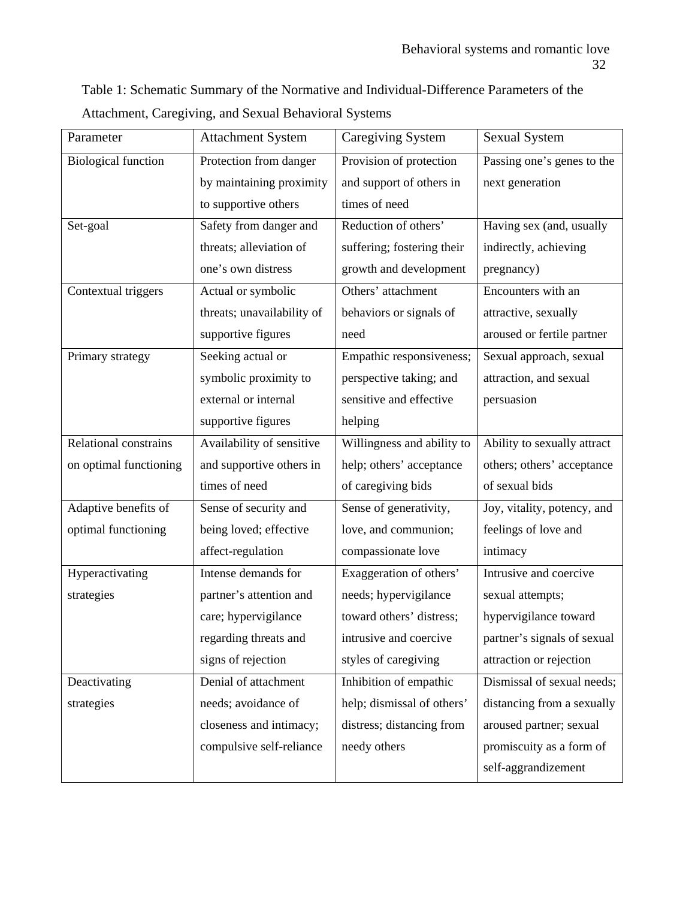Table 1: Schematic Summary of the Normative and Individual-Difference Parameters of the Attachment, Caregiving, and Sexual Behavioral Systems

| Parameter | Attachment System | Caregiving System | Sexual System |
|---|---|---|---|
| Biological function | Protection from danger by maintaining proximity to supportive others | Provision of protection and support of others in times of need | Passing one's genes to the next generation |
| Set-goal | Safety from danger and threats; alleviation of one's own distress | Reduction of others' suffering; fostering their growth and development | Having sex (and, usually indirectly, achieving pregnancy) |
| Contextual triggers | Actual or symbolic threats; unavailability of supportive figures | Others' attachment behaviors or signals of need | Encounters with an attractive, sexually aroused or fertile partner |
| Primary strategy | Seeking actual or symbolic proximity to external or internal supportive figures | Empathic responsiveness; perspective taking; and sensitive and effective helping | Sexual approach, sexual attraction, and sexual persuasion |
| Relational constrains on optimal functioning | Availability of sensitive and supportive others in times of need | Willingness and ability to help; others' acceptance of caregiving bids | Ability to sexually attract others; others' acceptance of sexual bids |
| Adaptive benefits of optimal functioning | Sense of security and being loved; effective affect-regulation | Sense of generativity, love, and communion; compassionate love | Joy, vitality, potency, and feelings of love and intimacy |
| Hyperactivating strategies | Intense demands for partner's attention and care; hypervigilance regarding threats and signs of rejection | Exaggeration of others' needs; hypervigilance toward others' distress; intrusive and coercive styles of caregiving | Intrusive and coercive sexual attempts; hypervigilance toward partner's signals of sexual attraction or rejection |
| Deactivating strategies | Denial of attachment needs; avoidance of closeness and intimacy; compulsive self-reliance | Inhibition of empathic help; dismissal of others' distress; distancing from needy others | Dismissal of sexual needs; distancing from a sexually aroused partner; sexual promiscuity as a form of self-aggrandizement |